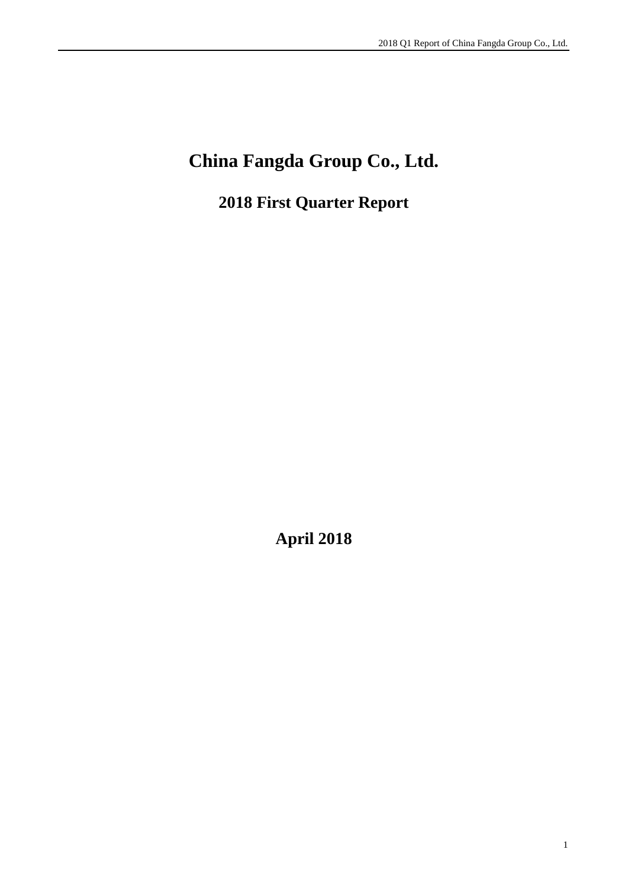# China Fangda Group Co., Ltd.

## 2018 First Quarter Report

**April 2018**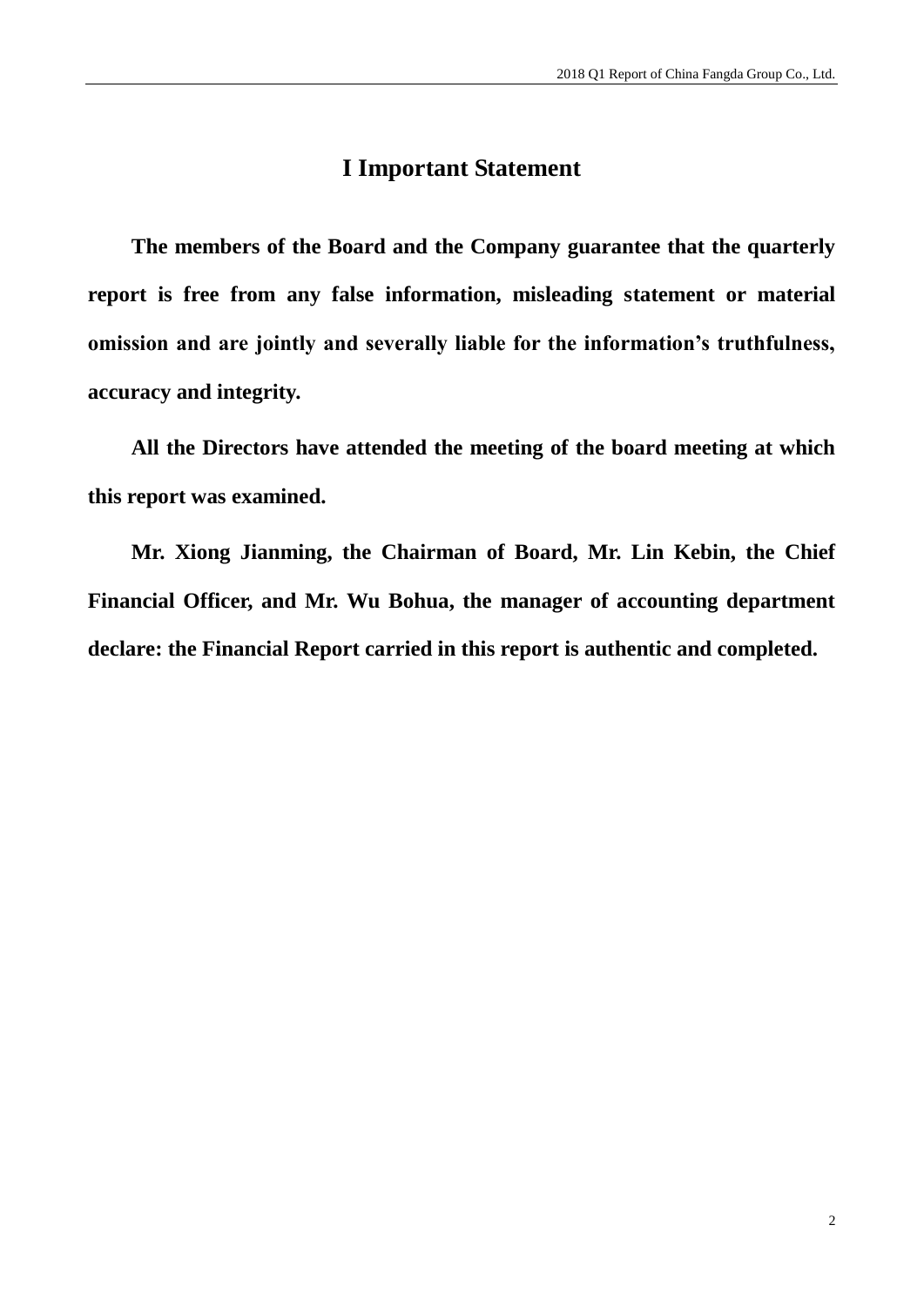# I Important Statement

**The members of the Board and the Company guarantee that the quarterly report is free from any false information, misleading statement or material omission and are jointly and severally liable for the information's truthfulness, accuracy and integrity.**

**All the Directors have attended the meeting of the board meeting at which this report was examined.**

**Mr. Xiong Jianming, the Chairman of Board, Mr. Lin Kebin, the Chief Financial Officer, and Mr. Wu Bohua, the manager of accounting department declare: the Financial Report carried in this report is authentic and completed.**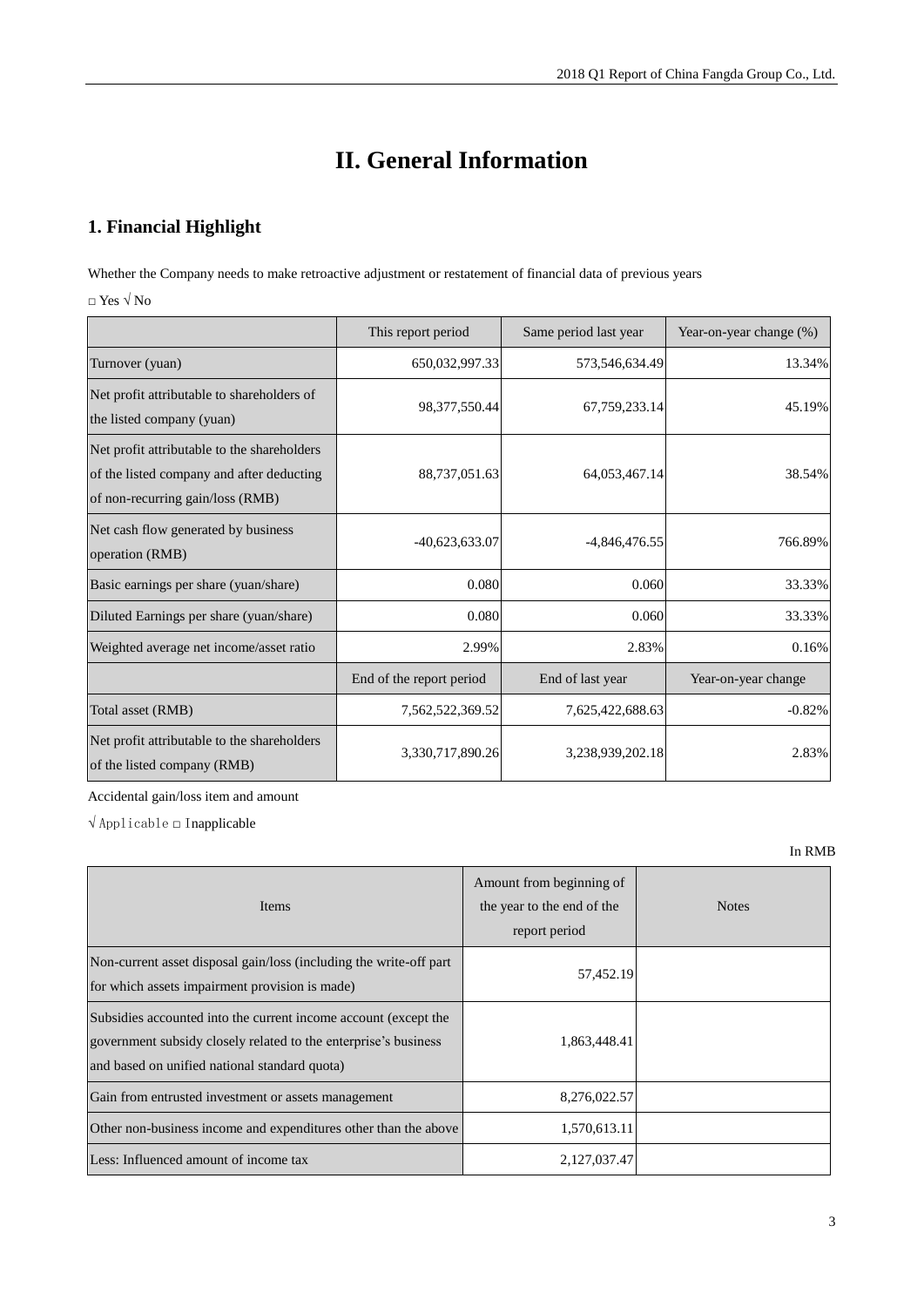# II. General Information

## 1. Financial Highlight

Whether the Company needs to make retroactive adjustment or restatement of financial data of previous years

□ Yes √ No

| | This report period | Same period last year | Year-on-year change (%) |
|---|---|---|---|
| Turnover (yuan) | 650,032,997.33 | 573,546,634.49 | 13.34% |
| Net profit attributable to shareholders of the listed company (yuan) | 98,377,550.44 | 67,759,233.14 | 45.19% |
| Net profit attributable to the shareholders of the listed company and after deducting of non-recurring gain/loss (RMB) | 88,737,051.63 | 64,053,467.14 | 38.54% |
| Net cash flow generated by business operation (RMB) | -40,623,633.07 | -4,846,476.55 | 766.89% |
| Basic earnings per share (yuan/share) | 0.080 | 0.060 | 33.33% |
| Diluted Earnings per share (yuan/share) | 0.080 | 0.060 | 33.33% |
| Weighted average net income/asset ratio | 2.99% | 2.83% | 0.16% |
| | End of the report period | End of last year | Year-on-year change |
| Total asset (RMB) | 7,562,522,369.52 | 7,625,422,688.63 | -0.82% |
| Net profit attributable to the shareholders of the listed company (RMB) | 3,330,717,890.26 | 3,238,939,202.18 | 2.83% |

Accidental gain/loss item and amount

√ Applicable □ Inapplicable

In RMB

| Items | Amount from beginning of the year to the end of the report period | Notes |
|---|---|---|
| Non-current asset disposal gain/loss (including the write-off part for which assets impairment provision is made) | 57,452.19 | |
| Subsidies accounted into the current income account (except the government subsidy closely related to the enterprise's business and based on unified national standard quota) | 1,863,448.41 | |
| Gain from entrusted investment or assets management | 8,276,022.57 | |
| Other non-business income and expenditures other than the above | 1,570,613.11 | |
| Less: Influenced amount of income tax | 2,127,037.47 | |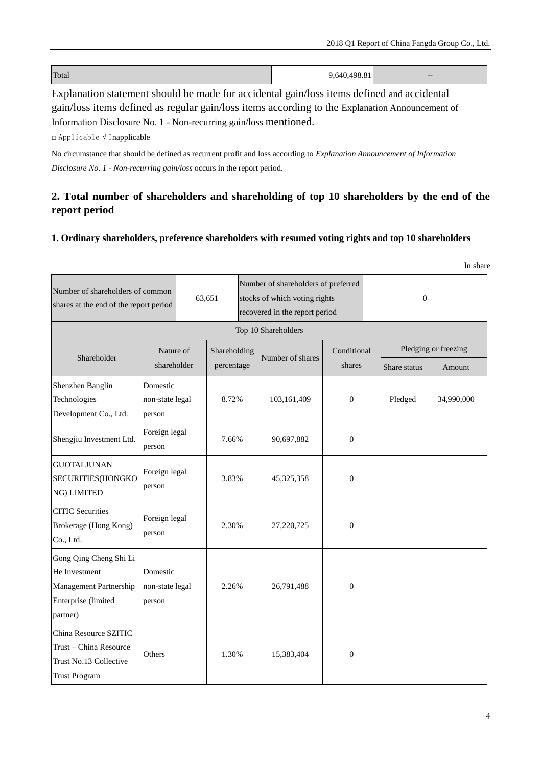| Total | 9,640,498.81 | -- |
|---|---|---|

Explanation statement should be made for accidental gain/loss items defined and accidental gain/loss items defined as regular gain/loss items according to the Explanation Announcement of Information Disclosure No. 1 - Non-recurring gain/loss mentioned.

□ Applicable √ Inapplicable

No circumstance that should be defined as recurrent profit and loss according to *Explanation Announcement of Information Disclosure No. 1 - Non-recurring gain/loss* occurs in the report period.

## 2. Total number of shareholders and shareholding of top 10 shareholders by the end of the report period

### 1. Ordinary shareholders, preference shareholders with resumed voting rights and top 10 shareholders

In share

| Number of shareholders of common shares at the end of the report period | | 63,651 | Number of shareholders of preferred stocks of which voting rights recovered in the report period | | 0 | |
|---|---|---|---|---|---|---|
| Top 10 Shareholders | | | | | | |
| Shareholder | Nature of shareholder | Shareholding percentage | Number of shares | Conditional shares | Pledging or freezing | |
| | | | | | Share status | Amount |
| Shenzhen Banglin Technologies Development Co., Ltd. | Domestic non-state legal person | 8.72% | 103,161,409 | 0 | Pledged | 34,990,000 |
| Shengjiu Investment Ltd. | Foreign legal person | 7.66% | 90,697,882 | 0 | | |
| GUOTAI JUNAN SECURITIES(HONGKONG) LIMITED | Foreign legal person | 3.83% | 45,325,358 | 0 | | |
| CITIC Securities Brokerage (Hong Kong) Co., Ltd. | Foreign legal person | 2.30% | 27,220,725 | 0 | | |
| Gong Qing Cheng Shi Li He Investment Management Partnership Enterprise (limited partner) | Domestic non-state legal person | 2.26% | 26,791,488 | 0 | | |
| China Resource SZITIC Trust – China Resource Trust No.13 Collective Trust Program | Others | 1.30% | 15,383,404 | 0 | | |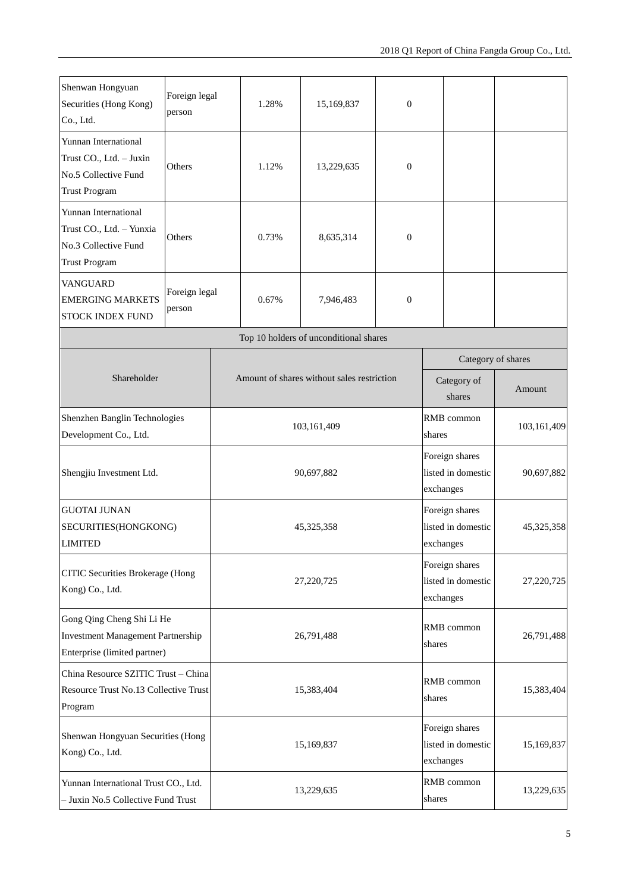| Shenwan Hongyuan Securities (Hong Kong) Co., Ltd. | Foreign legal person | 1.28% | 15,169,837 | 0 | | |
|---|---|---|---|---|---|---|
| Yunnan International Trust CO., Ltd. – Juxin No.5 Collective Fund Trust Program | Others | 1.12% | 13,229,635 | 0 | | |
| Yunnan International Trust CO., Ltd. – Yunxia No.3 Collective Fund Trust Program | Others | 0.73% | 8,635,314 | 0 | | |
| VANGUARD EMERGING MARKETS STOCK INDEX FUND | Foreign legal person | 0.67% | 7,946,483 | 0 | | |

| Top 10 holders of unconditional shares | | | |
|---|---|---|---|
| Shareholder | Amount of shares without sales restriction | Category of shares | |
| | | Category of shares | Amount |
| Shenzhen Banglin Technologies Development Co., Ltd. | 103,161,409 | RMB common shares | 103,161,409 |
| Shengjiu Investment Ltd. | 90,697,882 | Foreign shares listed in domestic exchanges | 90,697,882 |
| GUOTAI JUNAN SECURITIES(HONGKONG) LIMITED | 45,325,358 | Foreign shares listed in domestic exchanges | 45,325,358 |
| CITIC Securities Brokerage (Hong Kong) Co., Ltd. | 27,220,725 | Foreign shares listed in domestic exchanges | 27,220,725 |
| Gong Qing Cheng Shi Li He Investment Management Partnership Enterprise (limited partner) | 26,791,488 | RMB common shares | 26,791,488 |
| China Resource SZITIC Trust – China Resource Trust No.13 Collective Trust Program | 15,383,404 | RMB common shares | 15,383,404 |
| Shenwan Hongyuan Securities (Hong Kong) Co., Ltd. | 15,169,837 | Foreign shares listed in domestic exchanges | 15,169,837 |
| Yunnan International Trust CO., Ltd. – Juxin No.5 Collective Fund Trust | 13,229,635 | RMB common shares | 13,229,635 |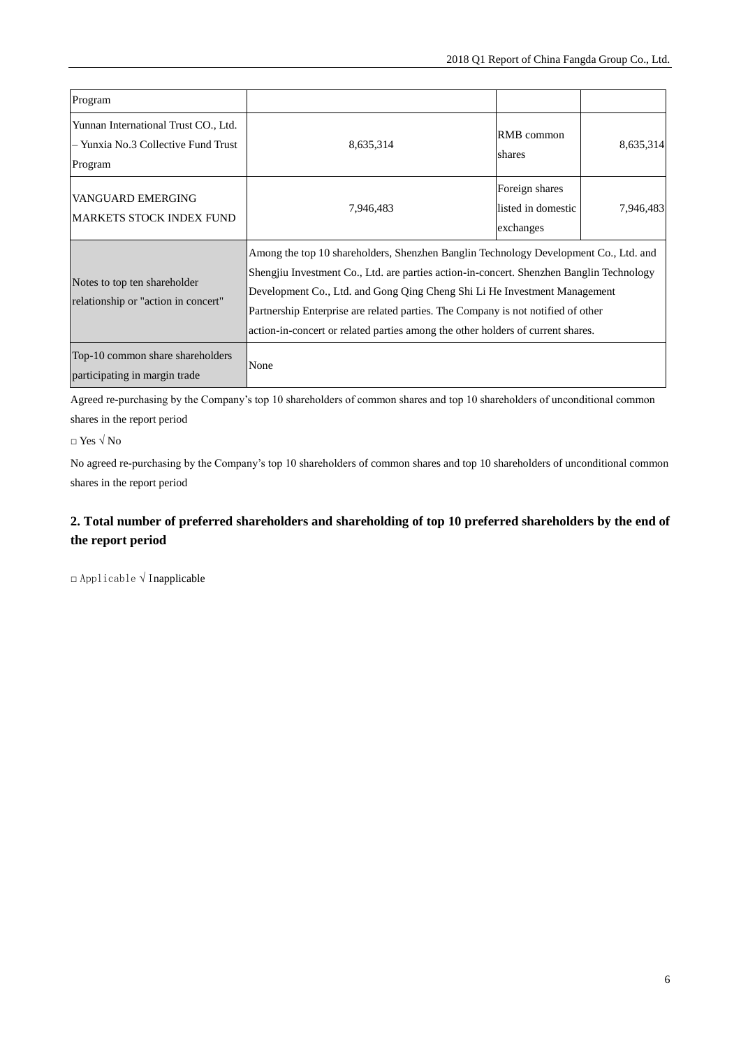| Program | | | |
|---|---|---|---|
| Yunnan International Trust CO., Ltd. – Yunxia No.3 Collective Fund Trust Program | 8,635,314 | RMB common shares | 8,635,314 |
| VANGUARD EMERGING MARKETS STOCK INDEX FUND | 7,946,483 | Foreign shares listed in domestic exchanges | 7,946,483 |
| Notes to top ten shareholder relationship or "action in concert" | Among the top 10 shareholders, Shenzhen Banglin Technology Development Co., Ltd. and Shengjiu Investment Co., Ltd. are parties action-in-concert. Shenzhen Banglin Technology Development Co., Ltd. and Gong Qing Cheng Shi Li He Investment Management Partnership Enterprise are related parties. The Company is not notified of other action-in-concert or related parties among the other holders of current shares. | | |
| Top-10 common share shareholders participating in margin trade | None | | |

Agreed re-purchasing by the Company's top 10 shareholders of common shares and top 10 shareholders of unconditional common shares in the report period

□ Yes √ No

No agreed re-purchasing by the Company's top 10 shareholders of common shares and top 10 shareholders of unconditional common shares in the report period

## 2. Total number of preferred shareholders and shareholding of top 10 preferred shareholders by the end of the report period

□ Applicable √ Inapplicable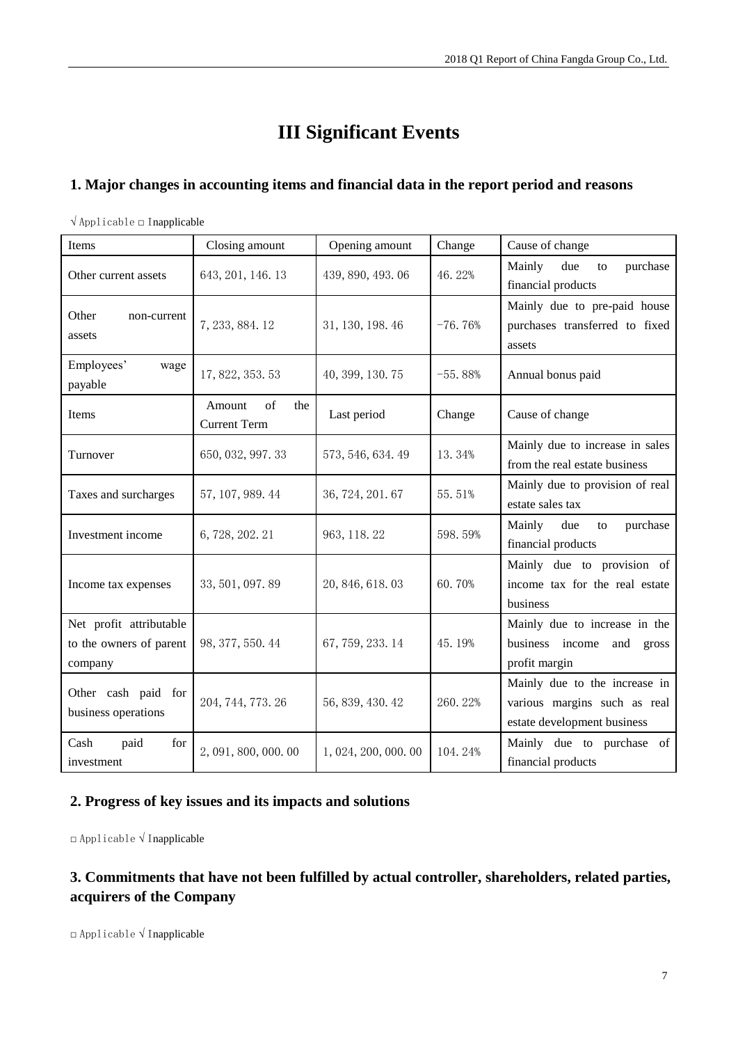# III Significant Events

## 1. Major changes in accounting items and financial data in the report period and reasons

√ Applicable □ Inapplicable

| Items | Closing amount | Opening amount | Change | Cause of change |
|---|---|---|---|---|
| Other current assets | 643, 201, 146. 13 | 439, 890, 493. 06 | 46. 22% | Mainly due to purchase financial products |
| Other non-current assets | 7, 233, 884. 12 | 31, 130, 198. 46 | -76. 76% | Mainly due to pre-paid house purchases transferred to fixed assets |
| Employees' wage payable | 17, 822, 353. 53 | 40, 399, 130. 75 | -55. 88% | Annual bonus paid |
| Items | Amount of the Current Term | Last period | Change | Cause of change |
| Turnover | 650, 032, 997. 33 | 573, 546, 634. 49 | 13. 34% | Mainly due to increase in sales from the real estate business |
| Taxes and surcharges | 57, 107, 989. 44 | 36, 724, 201. 67 | 55. 51% | Mainly due to provision of real estate sales tax |
| Investment income | 6, 728, 202. 21 | 963, 118. 22 | 598. 59% | Mainly due to purchase financial products |
| Income tax expenses | 33, 501, 097. 89 | 20, 846, 618. 03 | 60. 70% | Mainly due to provision of income tax for the real estate business |
| Net profit attributable to the owners of parent company | 98, 377, 550. 44 | 67, 759, 233. 14 | 45. 19% | Mainly due to increase in the business income and gross profit margin |
| Other cash paid for business operations | 204, 744, 773. 26 | 56, 839, 430. 42 | 260. 22% | Mainly due to the increase in various margins such as real estate development business |
| Cash paid for investment | 2, 091, 800, 000. 00 | 1, 024, 200, 000. 00 | 104. 24% | Mainly due to purchase of financial products |

## 2. Progress of key issues and its impacts and solutions

□ Applicable √ Inapplicable

## 3. Commitments that have not been fulfilled by actual controller, shareholders, related parties, acquirers of the Company

□ Applicable √ Inapplicable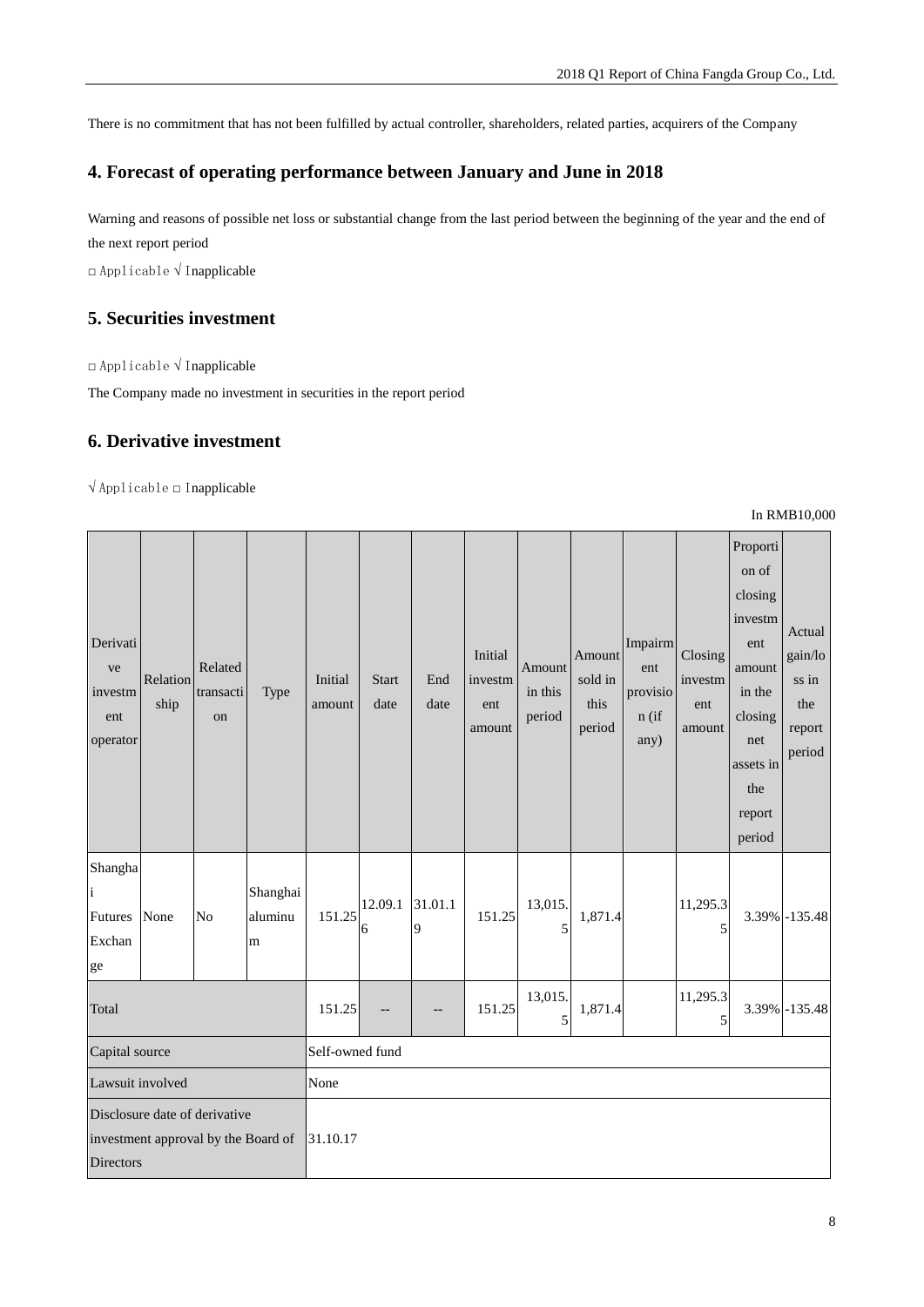There is no commitment that has not been fulfilled by actual controller, shareholders, related parties, acquirers of the Company

## 4. Forecast of operating performance between January and June in 2018

Warning and reasons of possible net loss or substantial change from the last period between the beginning of the year and the end of the next report period

□ Applicable √ Inapplicable

## 5. Securities investment

□ Applicable √ Inapplicable

The Company made no investment in securities in the report period

## 6. Derivative investment

√ Applicable □ Inapplicable

In RMB10,000

| Derivative investment operator | Relationship | Related transaction | Type | Initial amount | Start date | End date | Initial investment amount | Amount in this period | Amount sold in this period | Impairment provision (if any) | Closing investment amount | Proportion of closing investment amount in the closing net assets in the report period | Actual gain/loss in the report period |
|---|---|---|---|---|---|---|---|---|---|---|---|---|---|
| Shanghai Futures Exchange | None | No | Shanghai aluminum | 151.25 | 12.09.16 | 31.01.19 | 151.25 | 13,015.5 | 1,871.4 | | 11,295.35 | 3.39% | -135.48 |
| Total | | | | 151.25 | -- | -- | 151.25 | 13,015.5 | 1,871.4 | | 11,295.35 | 3.39% | -135.48 |
| Capital source | | | | Self-owned fund | | | | | | | | | |
| Lawsuit involved | | | | None | | | | | | | | | |
| Disclosure date of derivative investment approval by the Board of Directors | | | | 31.10.17 | | | | | | | | | |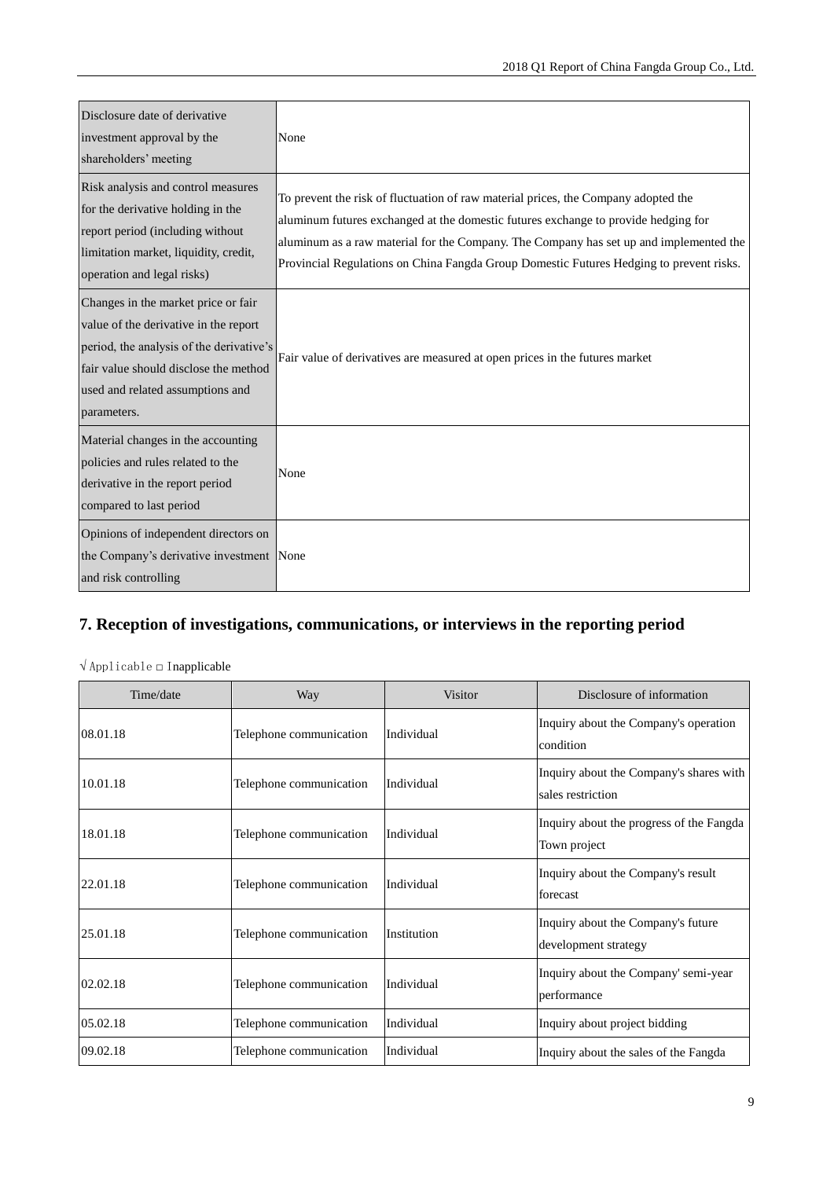| Disclosure date of derivative investment approval by the shareholders' meeting | None |
|---|---|
| Risk analysis and control measures for the derivative holding in the report period (including without limitation market, liquidity, credit, operation and legal risks) | To prevent the risk of fluctuation of raw material prices, the Company adopted the aluminum futures exchanged at the domestic futures exchange to provide hedging for aluminum as a raw material for the Company. The Company has set up and implemented the Provincial Regulations on China Fangda Group Domestic Futures Hedging to prevent risks. |
| Changes in the market price or fair value of the derivative in the report period, the analysis of the derivative's fair value should disclose the method used and related assumptions and parameters. | Fair value of derivatives are measured at open prices in the futures market |
| Material changes in the accounting policies and rules related to the derivative in the report period compared to last period | None |
| Opinions of independent directors on the Company's derivative investment and risk controlling | None |

## 7. Reception of investigations, communications, or interviews in the reporting period

√ Applicable □ Inapplicable

| Time/date | Way | Visitor | Disclosure of information |
|---|---|---|---|
| 08.01.18 | Telephone communication | Individual | Inquiry about the Company's operation condition |
| 10.01.18 | Telephone communication | Individual | Inquiry about the Company's shares with sales restriction |
| 18.01.18 | Telephone communication | Individual | Inquiry about the progress of the Fangda Town project |
| 22.01.18 | Telephone communication | Individual | Inquiry about the Company's result forecast |
| 25.01.18 | Telephone communication | Institution | Inquiry about the Company's future development strategy |
| 02.02.18 | Telephone communication | Individual | Inquiry about the Company' semi-year performance |
| 05.02.18 | Telephone communication | Individual | Inquiry about project bidding |
| 09.02.18 | Telephone communication | Individual | Inquiry about the sales of the Fangda |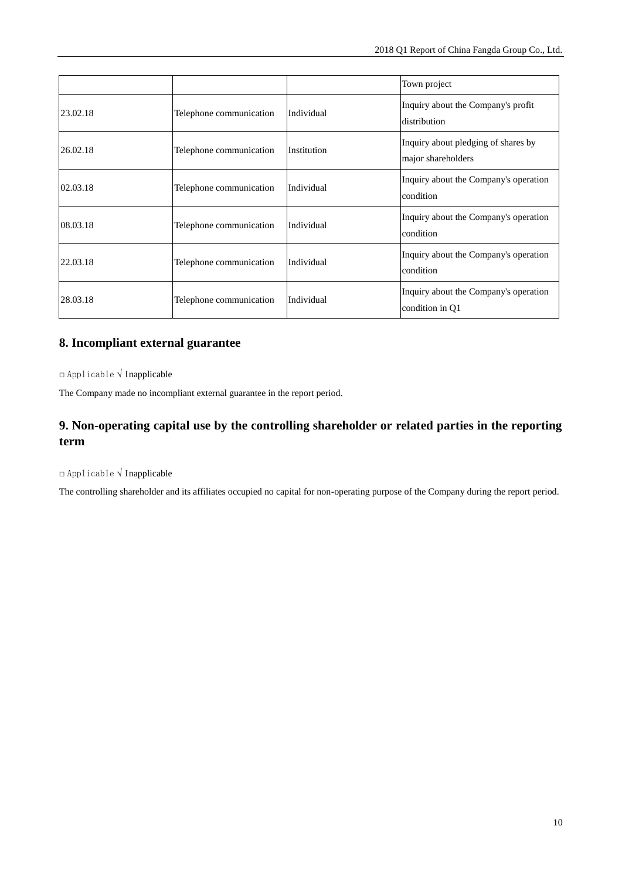| | | | Town project |
|---|---|---|---|
| 23.02.18 | Telephone communication | Individual | Inquiry about the Company's profit distribution |
| 26.02.18 | Telephone communication | Institution | Inquiry about pledging of shares by major shareholders |
| 02.03.18 | Telephone communication | Individual | Inquiry about the Company's operation condition |
| 08.03.18 | Telephone communication | Individual | Inquiry about the Company's operation condition |
| 22.03.18 | Telephone communication | Individual | Inquiry about the Company's operation condition |
| 28.03.18 | Telephone communication | Individual | Inquiry about the Company's operation condition in Q1 |

## 8. Incompliant external guarantee

□ Applicable √ Inapplicable

The Company made no incompliant external guarantee in the report period.

## 9. Non-operating capital use by the controlling shareholder or related parties in the reporting term

□ Applicable √ Inapplicable

The controlling shareholder and its affiliates occupied no capital for non-operating purpose of the Company during the report period.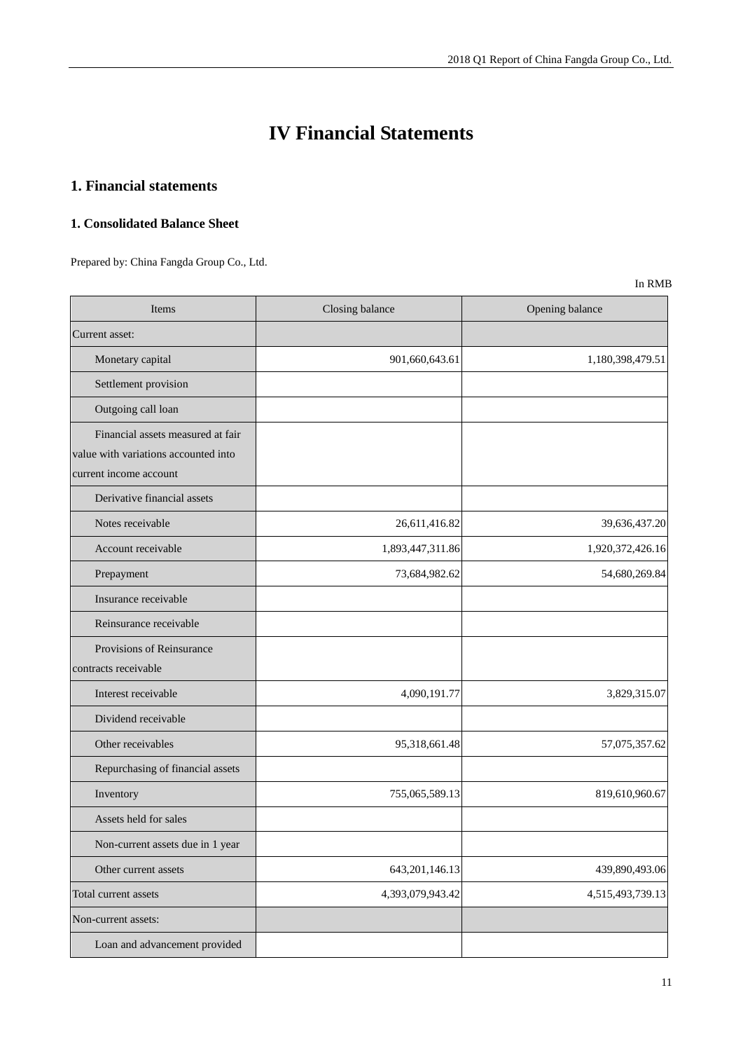# IV Financial Statements

## 1. Financial statements

### 1. Consolidated Balance Sheet

Prepared by: China Fangda Group Co., Ltd.

In RMB

| Items | Closing balance | Opening balance |
|---|---|---|
| Current asset: | | |
| Monetary capital | 901,660,643.61 | 1,180,398,479.51 |
| Settlement provision | | |
| Outgoing call loan | | |
| Financial assets measured at fair value with variations accounted into current income account | | |
| Derivative financial assets | | |
| Notes receivable | 26,611,416.82 | 39,636,437.20 |
| Account receivable | 1,893,447,311.86 | 1,920,372,426.16 |
| Prepayment | 73,684,982.62 | 54,680,269.84 |
| Insurance receivable | | |
| Reinsurance receivable | | |
| Provisions of Reinsurance contracts receivable | | |
| Interest receivable | 4,090,191.77 | 3,829,315.07 |
| Dividend receivable | | |
| Other receivables | 95,318,661.48 | 57,075,357.62 |
| Repurchasing of financial assets | | |
| Inventory | 755,065,589.13 | 819,610,960.67 |
| Assets held for sales | | |
| Non-current assets due in 1 year | | |
| Other current assets | 643,201,146.13 | 439,890,493.06 |
| Total current assets | 4,393,079,943.42 | 4,515,493,739.13 |
| Non-current assets: | | |
| Loan and advancement provided | | |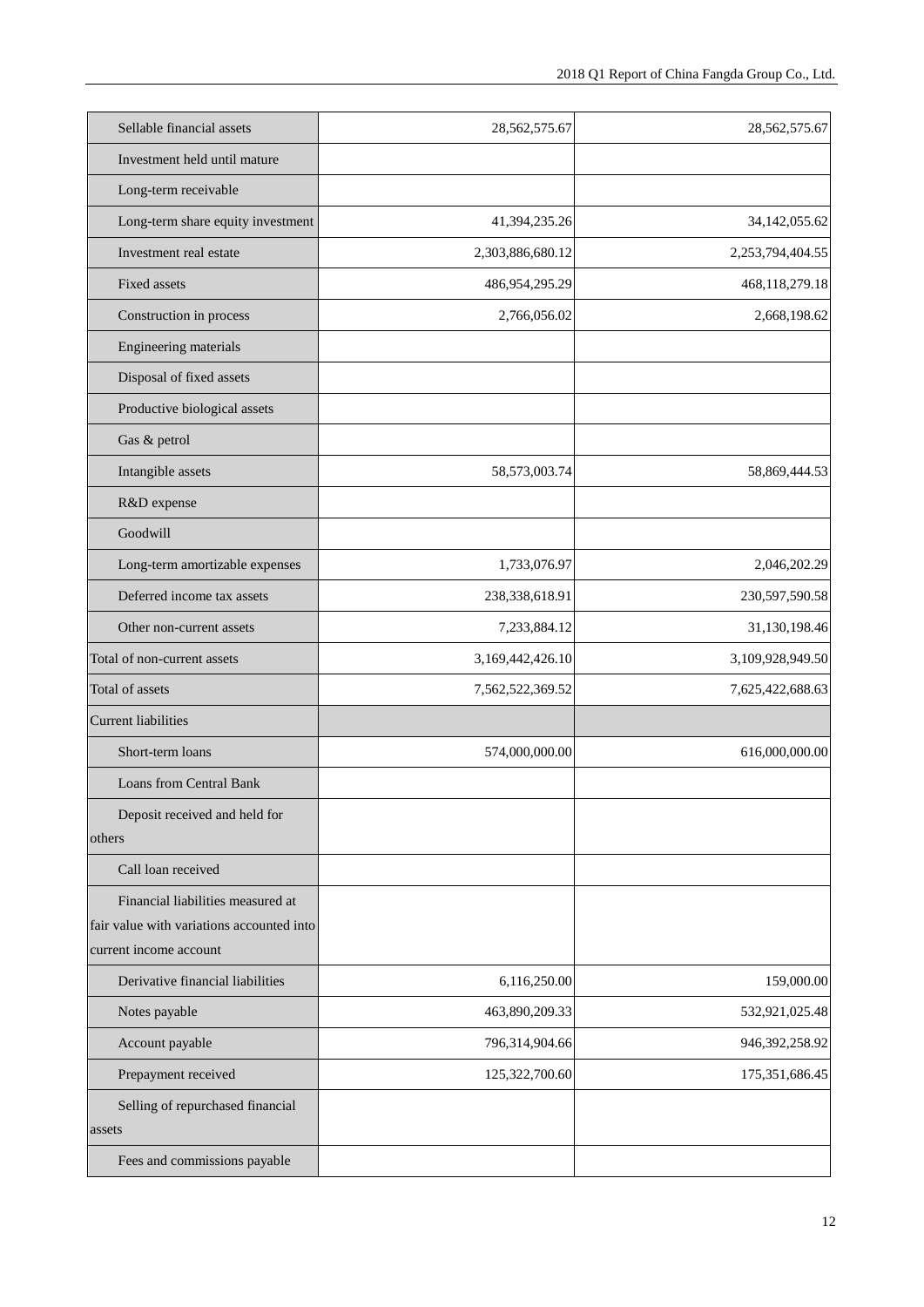| | | |
|---|---|---|
| Sellable financial assets | 28,562,575.67 | 28,562,575.67 |
| Investment held until mature | | |
| Long-term receivable | | |
| Long-term share equity investment | 41,394,235.26 | 34,142,055.62 |
| Investment real estate | 2,303,886,680.12 | 2,253,794,404.55 |
| Fixed assets | 486,954,295.29 | 468,118,279.18 |
| Construction in process | 2,766,056.02 | 2,668,198.62 |
| Engineering materials | | |
| Disposal of fixed assets | | |
| Productive biological assets | | |
| Gas & petrol | | |
| Intangible assets | 58,573,003.74 | 58,869,444.53 |
| R&D expense | | |
| Goodwill | | |
| Long-term amortizable expenses | 1,733,076.97 | 2,046,202.29 |
| Deferred income tax assets | 238,338,618.91 | 230,597,590.58 |
| Other non-current assets | 7,233,884.12 | 31,130,198.46 |
| Total of non-current assets | 3,169,442,426.10 | 3,109,928,949.50 |
| Total of assets | 7,562,522,369.52 | 7,625,422,688.63 |
| Current liabilities | | |
| Short-term loans | 574,000,000.00 | 616,000,000.00 |
| Loans from Central Bank | | |
| Deposit received and held for others | | |
| Call loan received | | |
| Financial liabilities measured at fair value with variations accounted into current income account | | |
| Derivative financial liabilities | 6,116,250.00 | 159,000.00 |
| Notes payable | 463,890,209.33 | 532,921,025.48 |
| Account payable | 796,314,904.66 | 946,392,258.92 |
| Prepayment received | 125,322,700.60 | 175,351,686.45 |
| Selling of repurchased financial assets | | |
| Fees and commissions payable | | |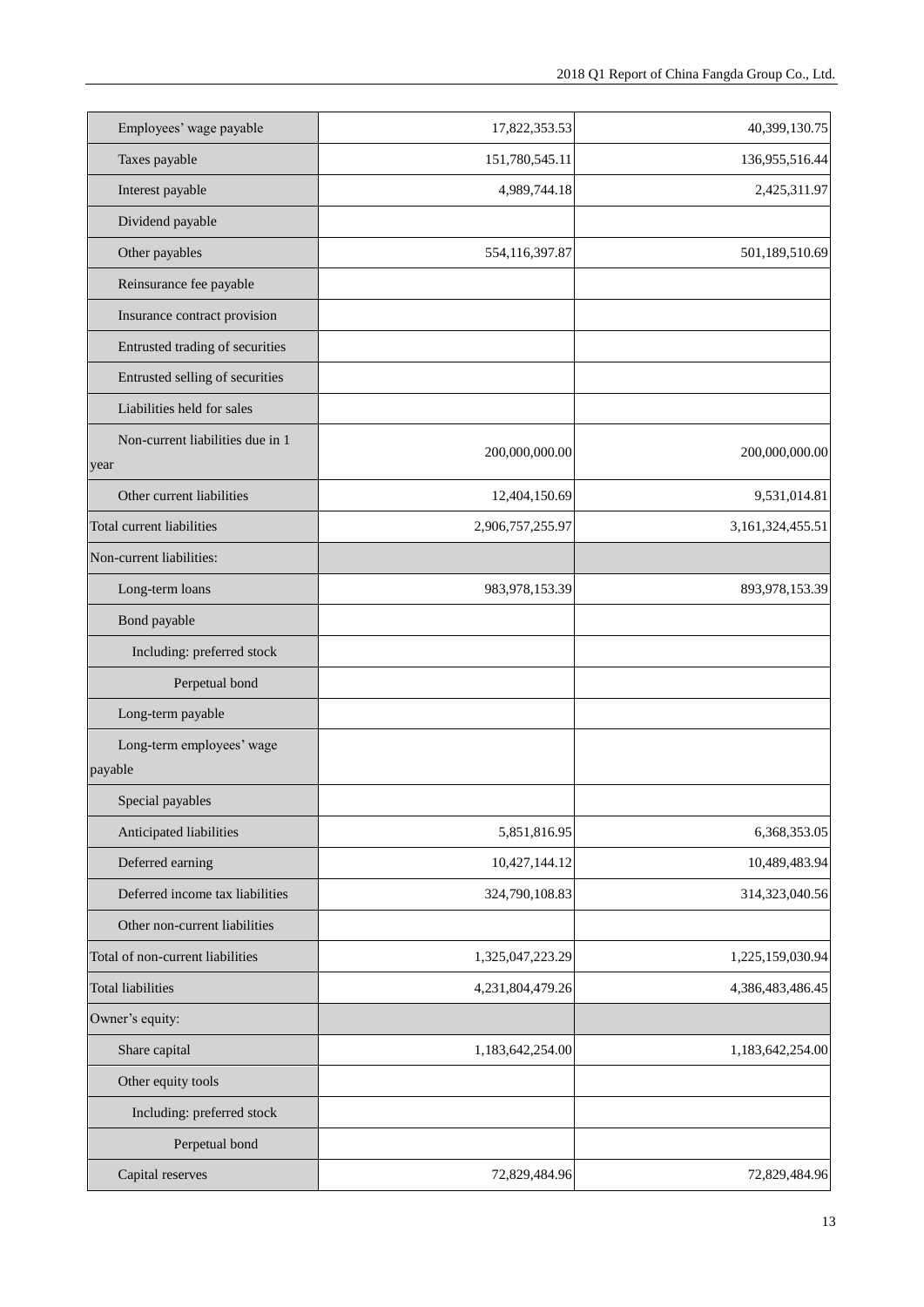| | | |
|---|---|---|
| Employees' wage payable | 17,822,353.53 | 40,399,130.75 |
| Taxes payable | 151,780,545.11 | 136,955,516.44 |
| Interest payable | 4,989,744.18 | 2,425,311.97 |
| Dividend payable | | |
| Other payables | 554,116,397.87 | 501,189,510.69 |
| Reinsurance fee payable | | |
| Insurance contract provision | | |
| Entrusted trading of securities | | |
| Entrusted selling of securities | | |
| Liabilities held for sales | | |
| Non-current liabilities due in 1 year | 200,000,000.00 | 200,000,000.00 |
| Other current liabilities | 12,404,150.69 | 9,531,014.81 |
| Total current liabilities | 2,906,757,255.97 | 3,161,324,455.51 |
| Non-current liabilities: | | |
| Long-term loans | 983,978,153.39 | 893,978,153.39 |
| Bond payable | | |
| Including: preferred stock | | |
| Perpetual bond | | |
| Long-term payable | | |
| Long-term employees' wage payable | | |
| Special payables | | |
| Anticipated liabilities | 5,851,816.95 | 6,368,353.05 |
| Deferred earning | 10,427,144.12 | 10,489,483.94 |
| Deferred income tax liabilities | 324,790,108.83 | 314,323,040.56 |
| Other non-current liabilities | | |
| Total of non-current liabilities | 1,325,047,223.29 | 1,225,159,030.94 |
| Total liabilities | 4,231,804,479.26 | 4,386,483,486.45 |
| Owner's equity: | | |
| Share capital | 1,183,642,254.00 | 1,183,642,254.00 |
| Other equity tools | | |
| Including: preferred stock | | |
| Perpetual bond | | |
| Capital reserves | 72,829,484.96 | 72,829,484.96 |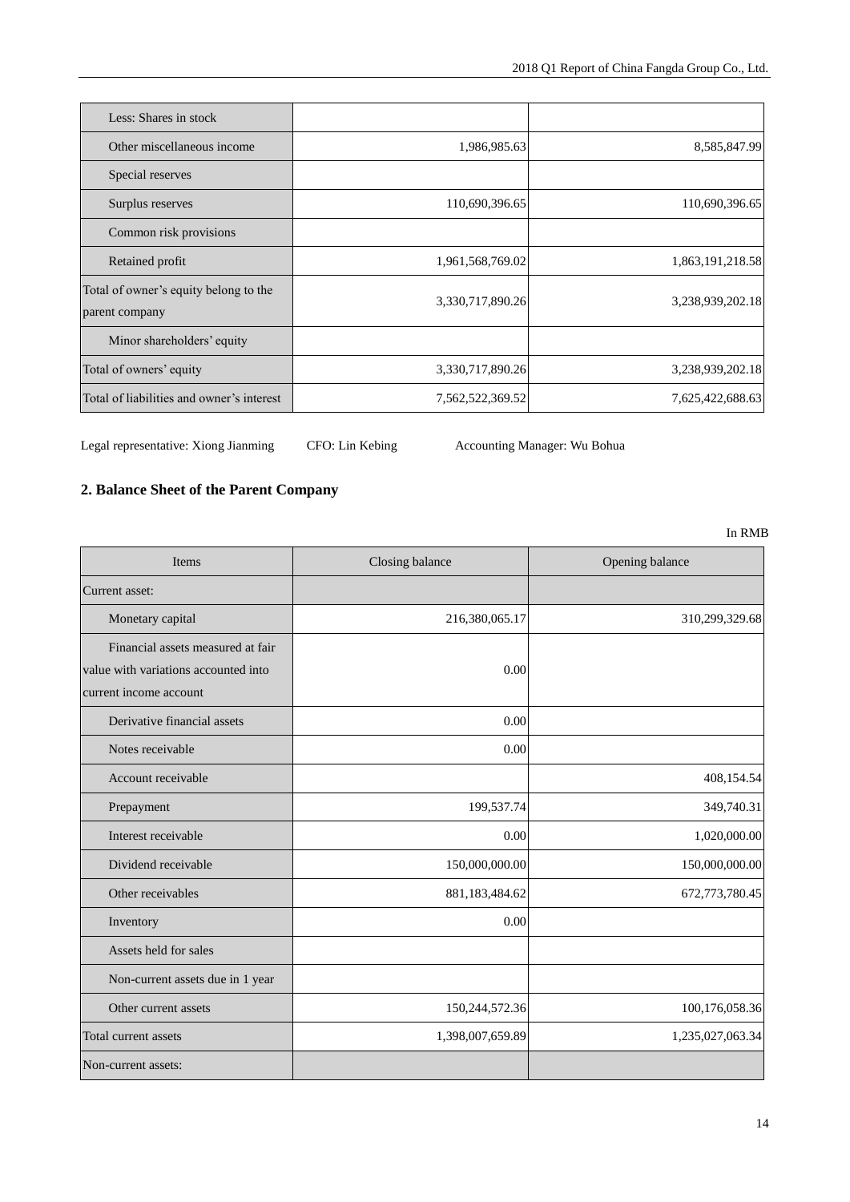| Less: Shares in stock | | |
| --- | --- | --- |
| Other miscellaneous income | 1,986,985.63 | 8,585,847.99 |
| Special reserves | | |
| Surplus reserves | 110,690,396.65 | 110,690,396.65 |
| Common risk provisions | | |
| Retained profit | 1,961,568,769.02 | 1,863,191,218.58 |
| Total of owner's equity belong to the parent company | 3,330,717,890.26 | 3,238,939,202.18 |
| Minor shareholders' equity | | |
| Total of owners' equity | 3,330,717,890.26 | 3,238,939,202.18 |
| Total of liabilities and owner's interest | 7,562,522,369.52 | 7,625,422,688.63 |

Legal representative: Xiong Jianming CFO: Lin Kebing Accounting Manager: Wu Bohua

## 2. Balance Sheet of the Parent Company

In RMB

| Items | Closing balance | Opening balance |
| --- | --- | --- |
| Current asset: | | |
| Monetary capital | 216,380,065.17 | 310,299,329.68 |
| Financial assets measured at fair value with variations accounted into current income account | 0.00 | |
| Derivative financial assets | 0.00 | |
| Notes receivable | 0.00 | |
| Account receivable | | 408,154.54 |
| Prepayment | 199,537.74 | 349,740.31 |
| Interest receivable | 0.00 | 1,020,000.00 |
| Dividend receivable | 150,000,000.00 | 150,000,000.00 |
| Other receivables | 881,183,484.62 | 672,773,780.45 |
| Inventory | 0.00 | |
| Assets held for sales | | |
| Non-current assets due in 1 year | | |
| Other current assets | 150,244,572.36 | 100,176,058.36 |
| Total current assets | 1,398,007,659.89 | 1,235,027,063.34 |
| Non-current assets: | | |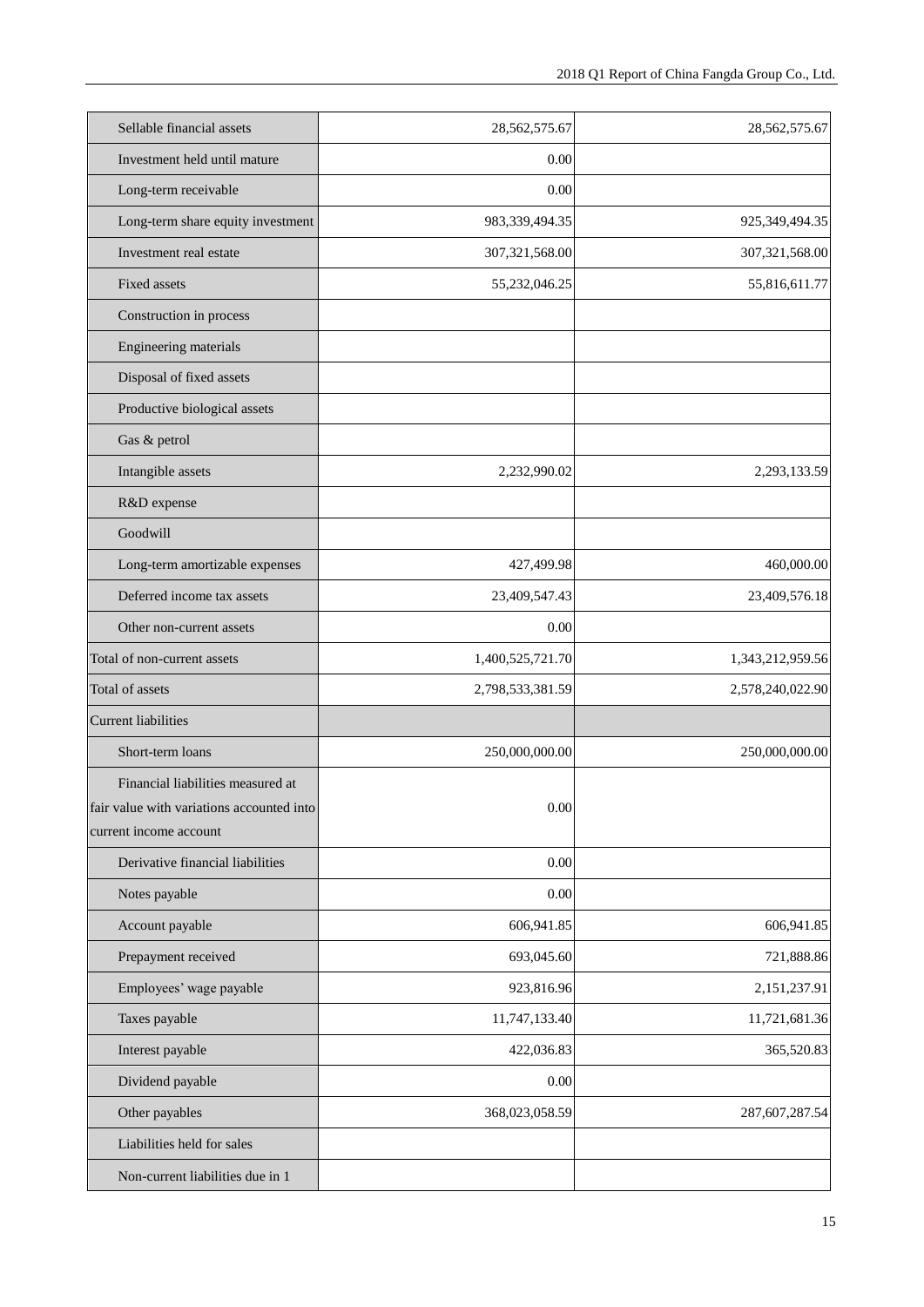| | | |
|---|---|---|
| Sellable financial assets | 28,562,575.67 | 28,562,575.67 |
| Investment held until mature | 0.00 | |
| Long-term receivable | 0.00 | |
| Long-term share equity investment | 983,339,494.35 | 925,349,494.35 |
| Investment real estate | 307,321,568.00 | 307,321,568.00 |
| Fixed assets | 55,232,046.25 | 55,816,611.77 |
| Construction in process | | |
| Engineering materials | | |
| Disposal of fixed assets | | |
| Productive biological assets | | |
| Gas & petrol | | |
| Intangible assets | 2,232,990.02 | 2,293,133.59 |
| R&D expense | | |
| Goodwill | | |
| Long-term amortizable expenses | 427,499.98 | 460,000.00 |
| Deferred income tax assets | 23,409,547.43 | 23,409,576.18 |
| Other non-current assets | 0.00 | |
| Total of non-current assets | 1,400,525,721.70 | 1,343,212,959.56 |
| Total of assets | 2,798,533,381.59 | 2,578,240,022.90 |
| Current liabilities | | |
| Short-term loans | 250,000,000.00 | 250,000,000.00 |
| Financial liabilities measured at fair value with variations accounted into current income account | 0.00 | |
| Derivative financial liabilities | 0.00 | |
| Notes payable | 0.00 | |
| Account payable | 606,941.85 | 606,941.85 |
| Prepayment received | 693,045.60 | 721,888.86 |
| Employees' wage payable | 923,816.96 | 2,151,237.91 |
| Taxes payable | 11,747,133.40 | 11,721,681.36 |
| Interest payable | 422,036.83 | 365,520.83 |
| Dividend payable | 0.00 | |
| Other payables | 368,023,058.59 | 287,607,287.54 |
| Liabilities held for sales | | |
| Non-current liabilities due in 1 | | |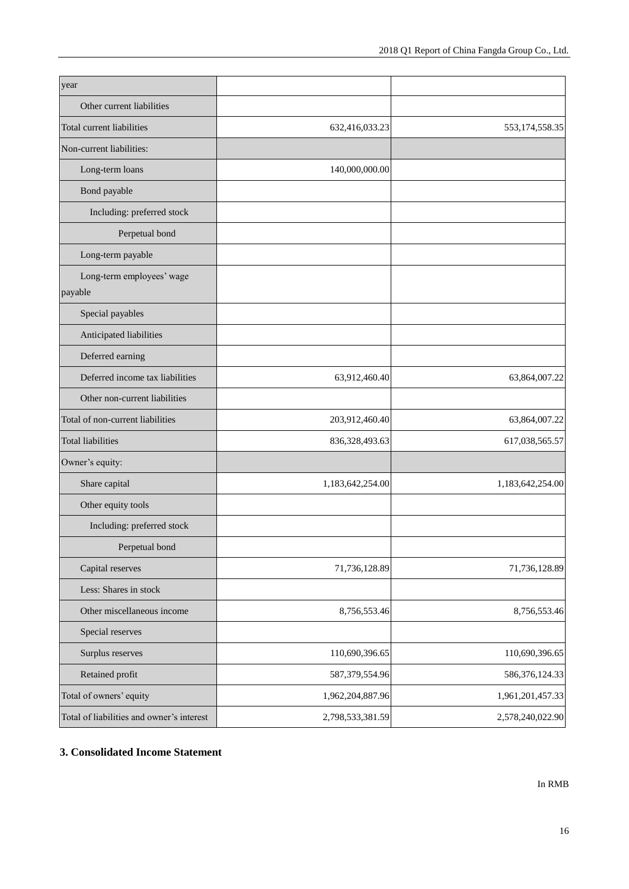| year | | |
|---|---|---|
| Other current liabilities | | |
| Total current liabilities | 632,416,033.23 | 553,174,558.35 |
| Non-current liabilities: | | |
| Long-term loans | 140,000,000.00 | |
| Bond payable | | |
| Including: preferred stock | | |
| Perpetual bond | | |
| Long-term payable | | |
| Long-term employees' wage payable | | |
| Special payables | | |
| Anticipated liabilities | | |
| Deferred earning | | |
| Deferred income tax liabilities | 63,912,460.40 | 63,864,007.22 |
| Other non-current liabilities | | |
| Total of non-current liabilities | 203,912,460.40 | 63,864,007.22 |
| Total liabilities | 836,328,493.63 | 617,038,565.57 |
| Owner's equity: | | |
| Share capital | 1,183,642,254.00 | 1,183,642,254.00 |
| Other equity tools | | |
| Including: preferred stock | | |
| Perpetual bond | | |
| Capital reserves | 71,736,128.89 | 71,736,128.89 |
| Less: Shares in stock | | |
| Other miscellaneous income | 8,756,553.46 | 8,756,553.46 |
| Special reserves | | |
| Surplus reserves | 110,690,396.65 | 110,690,396.65 |
| Retained profit | 587,379,554.96 | 586,376,124.33 |
| Total of owners' equity | 1,962,204,887.96 | 1,961,201,457.33 |
| Total of liabilities and owner's interest | 2,798,533,381.59 | 2,578,240,022.90 |

### 3. Consolidated Income Statement

In RMB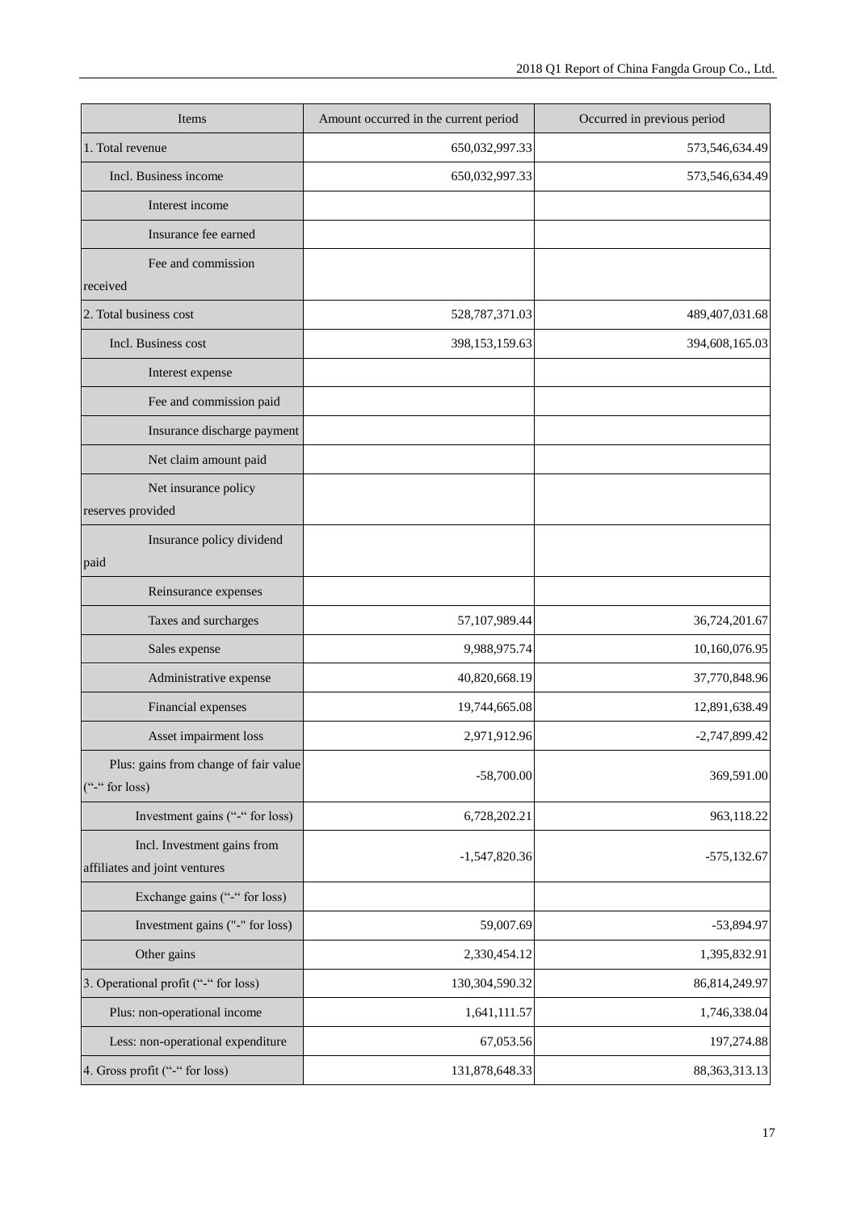| Items | Amount occurred in the current period | Occurred in previous period |
|---|---|---|
| 1. Total revenue | 650,032,997.33 | 573,546,634.49 |
| Incl. Business income | 650,032,997.33 | 573,546,634.49 |
| Interest income | | |
| Insurance fee earned | | |
| Fee and commission received | | |
| 2. Total business cost | 528,787,371.03 | 489,407,031.68 |
| Incl. Business cost | 398,153,159.63 | 394,608,165.03 |
| Interest expense | | |
| Fee and commission paid | | |
| Insurance discharge payment | | |
| Net claim amount paid | | |
| Net insurance policy reserves provided | | |
| Insurance policy dividend paid | | |
| Reinsurance expenses | | |
| Taxes and surcharges | 57,107,989.44 | 36,724,201.67 |
| Sales expense | 9,988,975.74 | 10,160,076.95 |
| Administrative expense | 40,820,668.19 | 37,770,848.96 |
| Financial expenses | 19,744,665.08 | 12,891,638.49 |
| Asset impairment loss | 2,971,912.96 | -2,747,899.42 |
| Plus: gains from change of fair value ("-" for loss) | -58,700.00 | 369,591.00 |
| Investment gains ("-" for loss) | 6,728,202.21 | 963,118.22 |
| Incl. Investment gains from affiliates and joint ventures | -1,547,820.36 | -575,132.67 |
| Exchange gains ("-" for loss) | | |
| Investment gains ("-" for loss) | 59,007.69 | -53,894.97 |
| Other gains | 2,330,454.12 | 1,395,832.91 |
| 3. Operational profit ("-" for loss) | 130,304,590.32 | 86,814,249.97 |
| Plus: non-operational income | 1,641,111.57 | 1,746,338.04 |
| Less: non-operational expenditure | 67,053.56 | 197,274.88 |
| 4. Gross profit ("-" for loss) | 131,878,648.33 | 88,363,313.13 |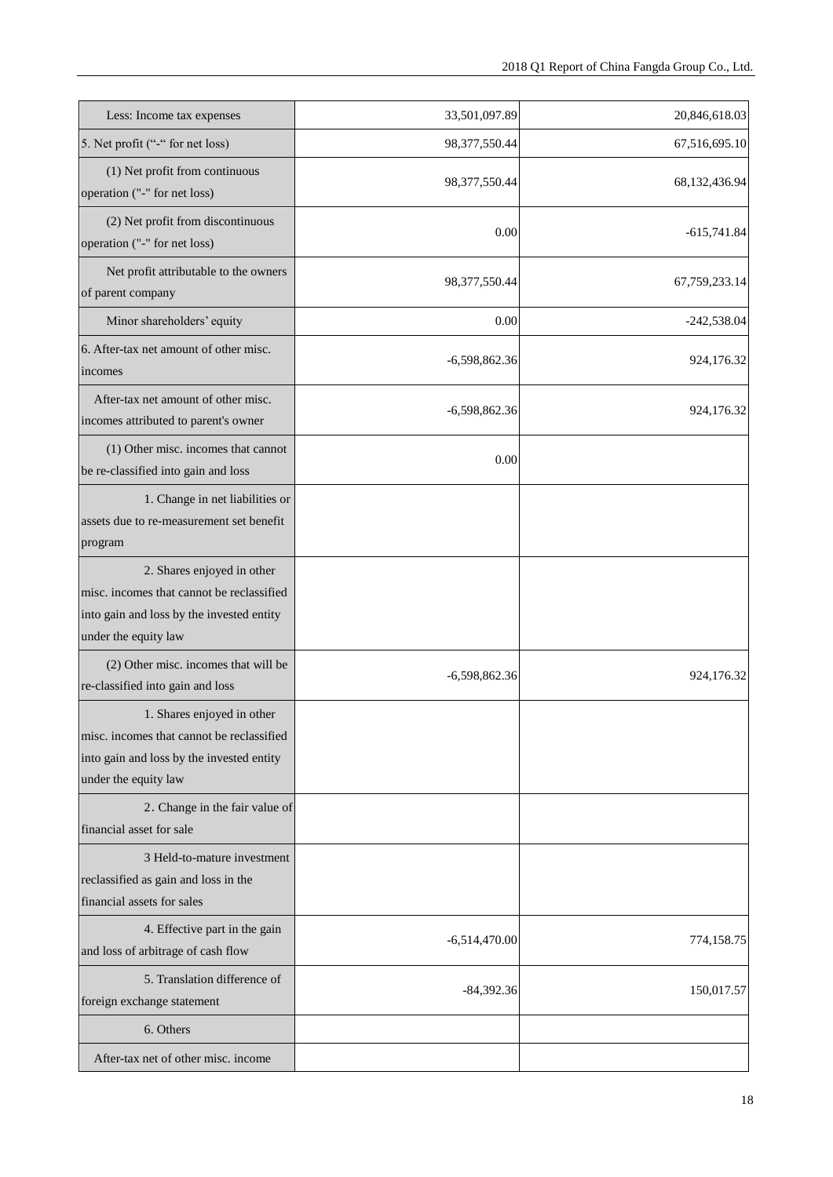| | | |
|---|---|---|
| Less: Income tax expenses | 33,501,097.89 | 20,846,618.03 |
| 5. Net profit ("-" for net loss) | 98,377,550.44 | 67,516,695.10 |
| (1) Net profit from continuous operation ("-" for net loss) | 98,377,550.44 | 68,132,436.94 |
| (2) Net profit from discontinuous operation ("-" for net loss) | 0.00 | -615,741.84 |
| Net profit attributable to the owners of parent company | 98,377,550.44 | 67,759,233.14 |
| Minor shareholders' equity | 0.00 | -242,538.04 |
| 6. After-tax net amount of other misc. incomes | -6,598,862.36 | 924,176.32 |
| After-tax net amount of other misc. incomes attributed to parent's owner | -6,598,862.36 | 924,176.32 |
| (1) Other misc. incomes that cannot be re-classified into gain and loss | 0.00 | |
| 1. Change in net liabilities or assets due to re-measurement set benefit program | | |
| 2. Shares enjoyed in other misc. incomes that cannot be reclassified into gain and loss by the invested entity under the equity law | | |
| (2) Other misc. incomes that will be re-classified into gain and loss | -6,598,862.36 | 924,176.32 |
| 1. Shares enjoyed in other misc. incomes that cannot be reclassified into gain and loss by the invested entity under the equity law | | |
| 2. Change in the fair value of financial asset for sale | | |
| 3 Held-to-mature investment reclassified as gain and loss in the financial assets for sales | | |
| 4. Effective part in the gain and loss of arbitrage of cash flow | -6,514,470.00 | 774,158.75 |
| 5. Translation difference of foreign exchange statement | -84,392.36 | 150,017.57 |
| 6. Others | | |
| After-tax net of other misc. income | | |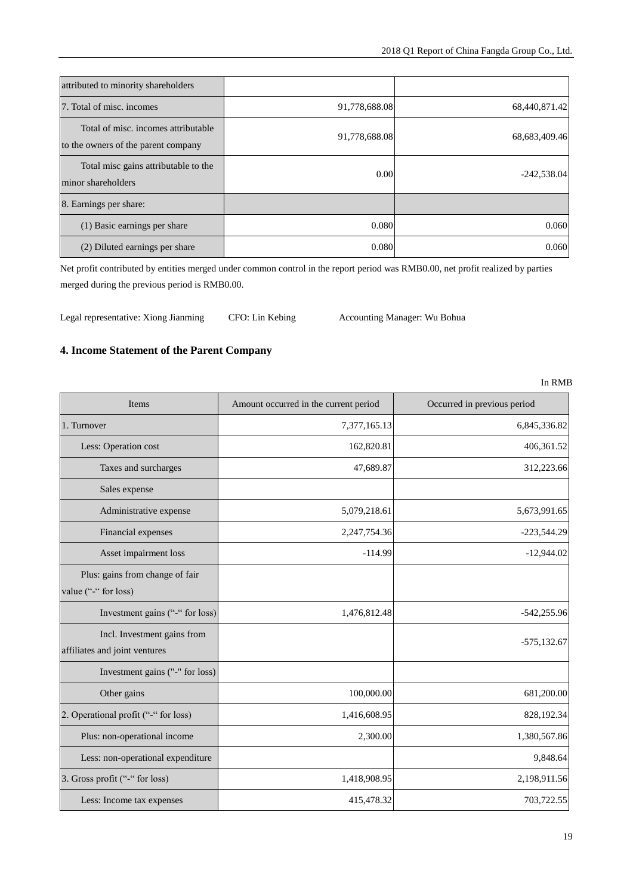| attributed to minority shareholders | | |
|---|---|---|
| 7. Total of misc. incomes | 91,778,688.08 | 68,440,871.42 |
| Total of misc. incomes attributable to the owners of the parent company | 91,778,688.08 | 68,683,409.46 |
| Total misc gains attributable to the minor shareholders | 0.00 | -242,538.04 |
| 8. Earnings per share: | | |
| (1) Basic earnings per share | 0.080 | 0.060 |
| (2) Diluted earnings per share | 0.080 | 0.060 |

Net profit contributed by entities merged under common control in the report period was RMB0.00, net profit realized by parties merged during the previous period is RMB0.00.

Legal representative: Xiong Jianming CFO: Lin Kebing Accounting Manager: Wu Bohua

## 4. Income Statement of the Parent Company

In RMB

| Items | Amount occurred in the current period | Occurred in previous period |
|---|---|---|
| 1. Turnover | 7,377,165.13 | 6,845,336.82 |
| Less: Operation cost | 162,820.81 | 406,361.52 |
| Taxes and surcharges | 47,689.87 | 312,223.66 |
| Sales expense | | |
| Administrative expense | 5,079,218.61 | 5,673,991.65 |
| Financial expenses | 2,247,754.36 | -223,544.29 |
| Asset impairment loss | -114.99 | -12,944.02 |
| Plus: gains from change of fair value ("-" for loss) | | |
| Investment gains ("-" for loss) | 1,476,812.48 | -542,255.96 |
| Incl. Investment gains from affiliates and joint ventures | | -575,132.67 |
| Investment gains ("-" for loss) | | |
| Other gains | 100,000.00 | 681,200.00 |
| 2. Operational profit ("-" for loss) | 1,416,608.95 | 828,192.34 |
| Plus: non-operational income | 2,300.00 | 1,380,567.86 |
| Less: non-operational expenditure | | 9,848.64 |
| 3. Gross profit ("-" for loss) | 1,418,908.95 | 2,198,911.56 |
| Less: Income tax expenses | 415,478.32 | 703,722.55 |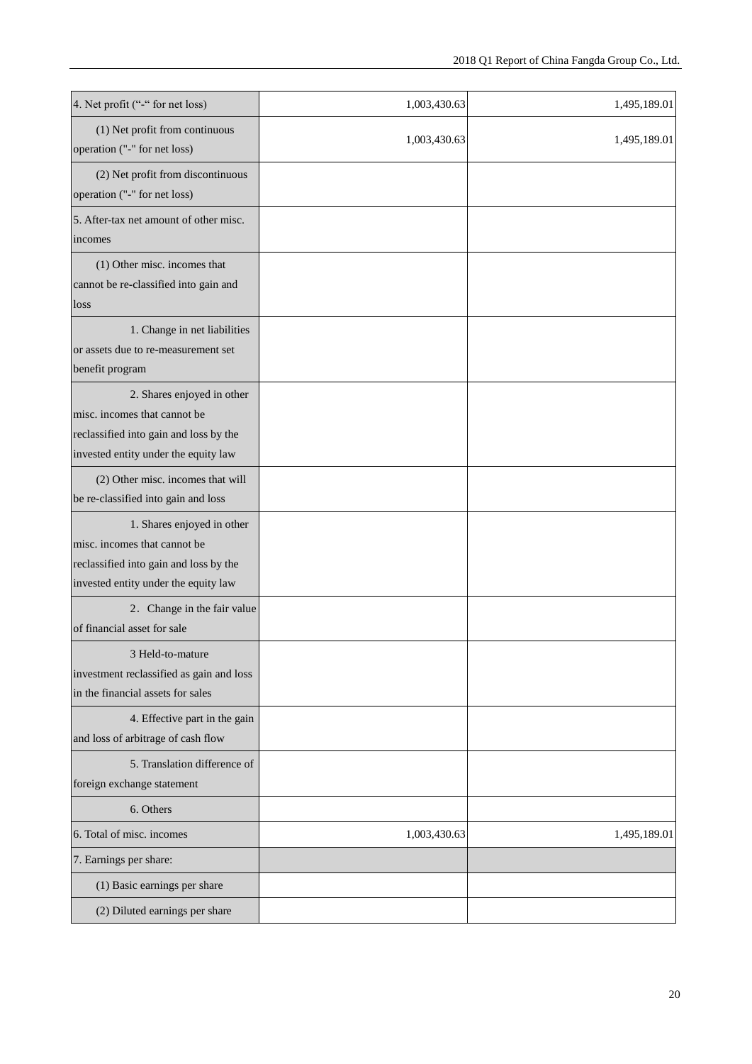| | | |
|---|---|---|
| 4. Net profit ("-" for net loss) | 1,003,430.63 | 1,495,189.01 |
| (1) Net profit from continuous operation ("-" for net loss) | 1,003,430.63 | 1,495,189.01 |
| (2) Net profit from discontinuous operation ("-" for net loss) | | |
| 5. After-tax net amount of other misc. incomes | | |
| (1) Other misc. incomes that cannot be re-classified into gain and loss | | |
| 1. Change in net liabilities or assets due to re-measurement set benefit program | | |
| 2. Shares enjoyed in other misc. incomes that cannot be reclassified into gain and loss by the invested entity under the equity law | | |
| (2) Other misc. incomes that will be re-classified into gain and loss | | |
| 1. Shares enjoyed in other misc. incomes that cannot be reclassified into gain and loss by the invested entity under the equity law | | |
| 2．Change in the fair value of financial asset for sale | | |
| 3 Held-to-mature investment reclassified as gain and loss in the financial assets for sales | | |
| 4. Effective part in the gain and loss of arbitrage of cash flow | | |
| 5. Translation difference of foreign exchange statement | | |
| 6. Others | | |
| 6. Total of misc. incomes | 1,003,430.63 | 1,495,189.01 |
| 7. Earnings per share: | | |
| (1) Basic earnings per share | | |
| (2) Diluted earnings per share | | |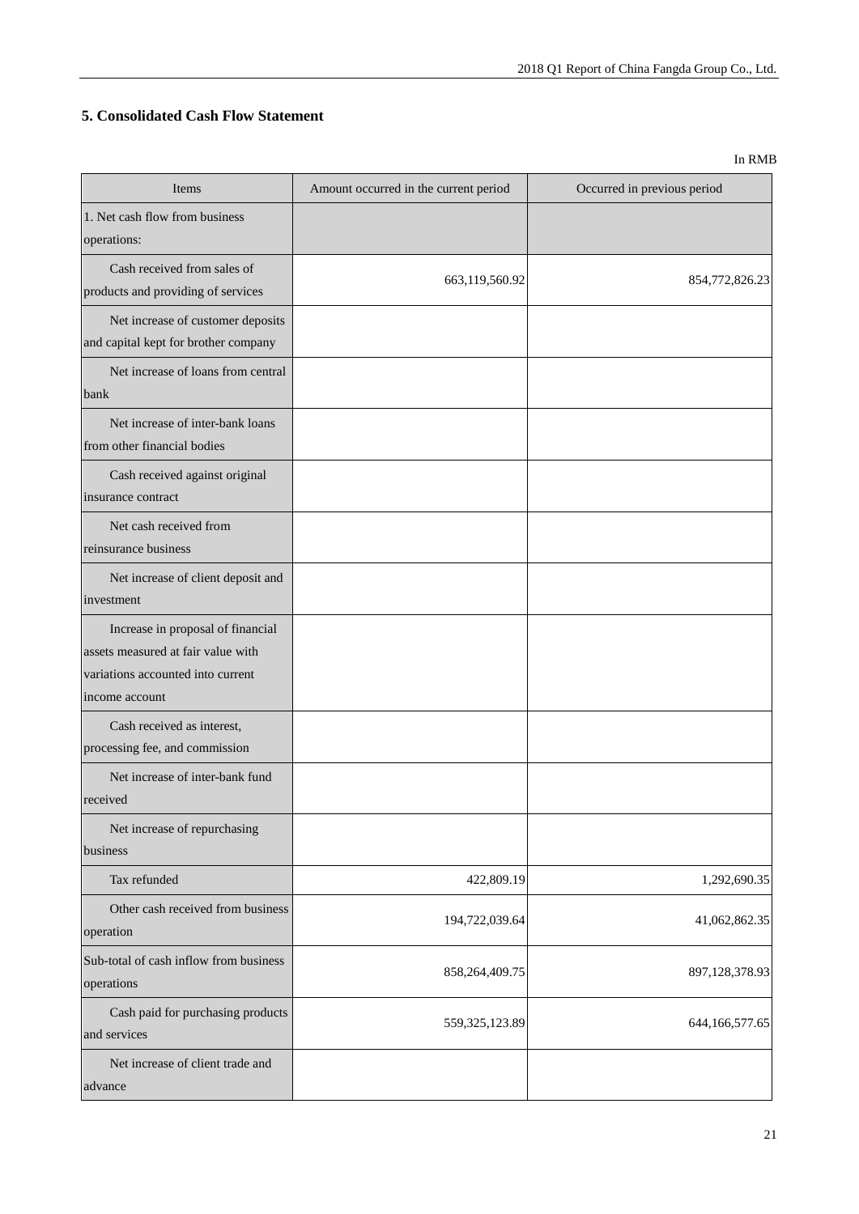## 5. Consolidated Cash Flow Statement

In RMB

| Items | Amount occurred in the current period | Occurred in previous period |
|---|---|---|
| 1. Net cash flow from business operations: | | |
| Cash received from sales of products and providing of services | 663,119,560.92 | 854,772,826.23 |
| Net increase of customer deposits and capital kept for brother company | | |
| Net increase of loans from central bank | | |
| Net increase of inter-bank loans from other financial bodies | | |
| Cash received against original insurance contract | | |
| Net cash received from reinsurance business | | |
| Net increase of client deposit and investment | | |
| Increase in proposal of financial assets measured at fair value with variations accounted into current income account | | |
| Cash received as interest, processing fee, and commission | | |
| Net increase of inter-bank fund received | | |
| Net increase of repurchasing business | | |
| Tax refunded | 422,809.19 | 1,292,690.35 |
| Other cash received from business operation | 194,722,039.64 | 41,062,862.35 |
| Sub-total of cash inflow from business operations | 858,264,409.75 | 897,128,378.93 |
| Cash paid for purchasing products and services | 559,325,123.89 | 644,166,577.65 |
| Net increase of client trade and advance | | |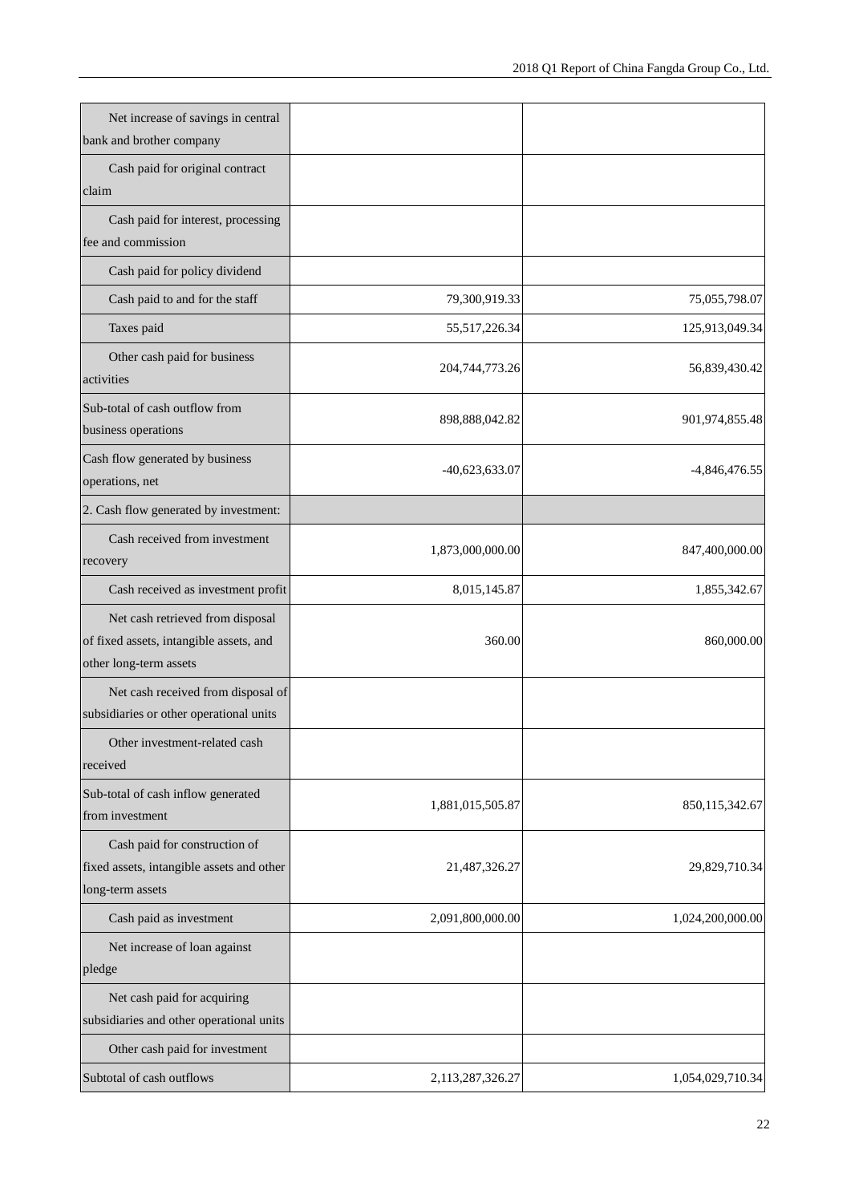| | | |
|---|---|---|
| Net increase of savings in central bank and brother company | | |
| Cash paid for original contract claim | | |
| Cash paid for interest, processing fee and commission | | |
| Cash paid for policy dividend | | |
| Cash paid to and for the staff | 79,300,919.33 | 75,055,798.07 |
| Taxes paid | 55,517,226.34 | 125,913,049.34 |
| Other cash paid for business activities | 204,744,773.26 | 56,839,430.42 |
| Sub-total of cash outflow from business operations | 898,888,042.82 | 901,974,855.48 |
| Cash flow generated by business operations, net | -40,623,633.07 | -4,846,476.55 |
| 2. Cash flow generated by investment: | | |
| Cash received from investment recovery | 1,873,000,000.00 | 847,400,000.00 |
| Cash received as investment profit | 8,015,145.87 | 1,855,342.67 |
| Net cash retrieved from disposal of fixed assets, intangible assets, and other long-term assets | 360.00 | 860,000.00 |
| Net cash received from disposal of subsidiaries or other operational units | | |
| Other investment-related cash received | | |
| Sub-total of cash inflow generated from investment | 1,881,015,505.87 | 850,115,342.67 |
| Cash paid for construction of fixed assets, intangible assets and other long-term assets | 21,487,326.27 | 29,829,710.34 |
| Cash paid as investment | 2,091,800,000.00 | 1,024,200,000.00 |
| Net increase of loan against pledge | | |
| Net cash paid for acquiring subsidiaries and other operational units | | |
| Other cash paid for investment | | |
| Subtotal of cash outflows | 2,113,287,326.27 | 1,054,029,710.34 |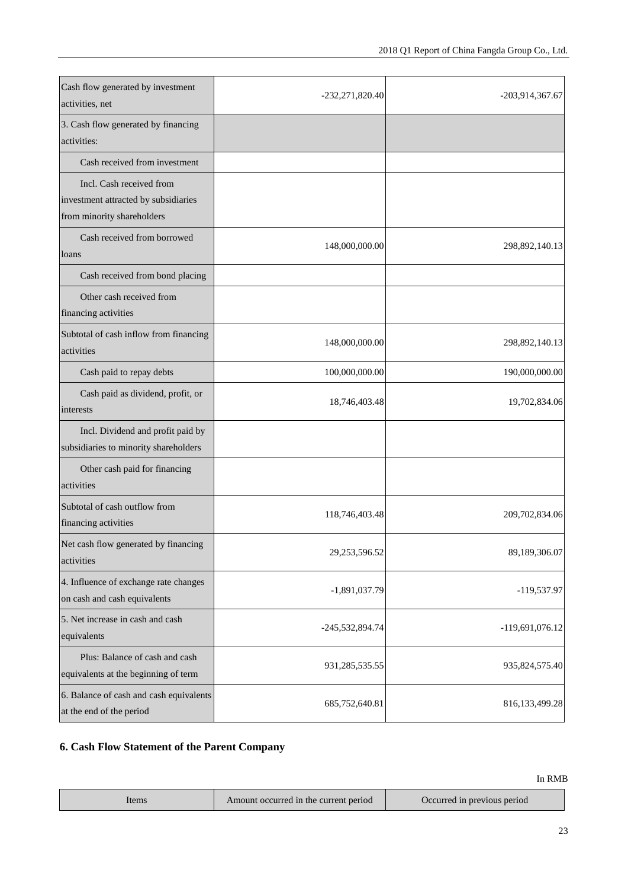| | | |
|---|---|---|
| Cash flow generated by investment activities, net | -232,271,820.40 | -203,914,367.67 |
| 3. Cash flow generated by financing activities: | | |
| Cash received from investment | | |
| Incl. Cash received from investment attracted by subsidiaries from minority shareholders | | |
| Cash received from borrowed loans | 148,000,000.00 | 298,892,140.13 |
| Cash received from bond placing | | |
| Other cash received from financing activities | | |
| Subtotal of cash inflow from financing activities | 148,000,000.00 | 298,892,140.13 |
| Cash paid to repay debts | 100,000,000.00 | 190,000,000.00 |
| Cash paid as dividend, profit, or interests | 18,746,403.48 | 19,702,834.06 |
| Incl. Dividend and profit paid by subsidiaries to minority shareholders | | |
| Other cash paid for financing activities | | |
| Subtotal of cash outflow from financing activities | 118,746,403.48 | 209,702,834.06 |
| Net cash flow generated by financing activities | 29,253,596.52 | 89,189,306.07 |
| 4. Influence of exchange rate changes on cash and cash equivalents | -1,891,037.79 | -119,537.97 |
| 5. Net increase in cash and cash equivalents | -245,532,894.74 | -119,691,076.12 |
| Plus: Balance of cash and cash equivalents at the beginning of term | 931,285,535.55 | 935,824,575.40 |
| 6. Balance of cash and cash equivalents at the end of the period | 685,752,640.81 | 816,133,499.28 |

## 6. Cash Flow Statement of the Parent Company

In RMB

| Items | Amount occurred in the current period | Occurred in previous period |
|---|---|---|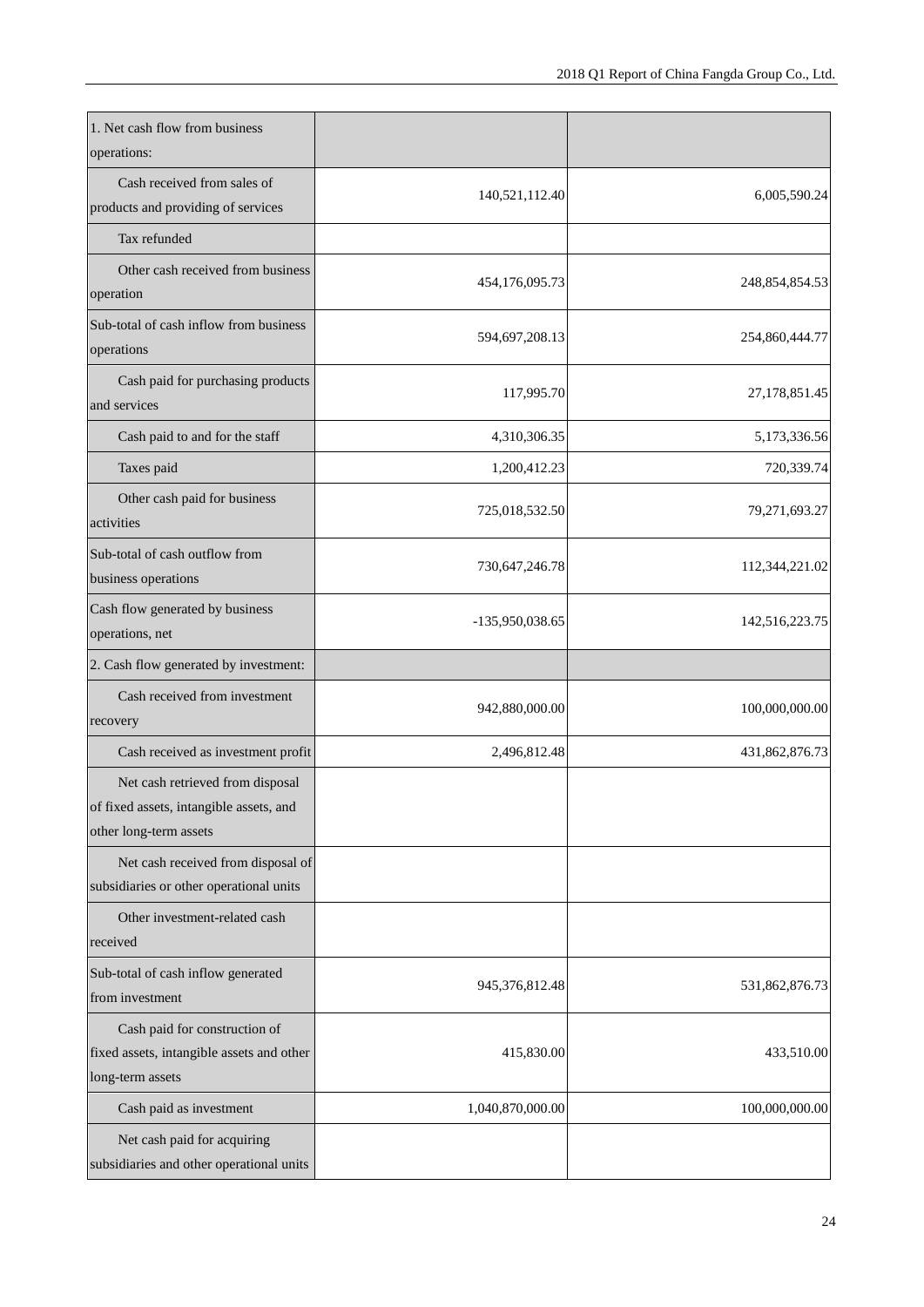| 1. Net cash flow from business operations: | | |
|---|---|---|
| Cash received from sales of products and providing of services | 140,521,112.40 | 6,005,590.24 |
| Tax refunded | | |
| Other cash received from business operation | 454,176,095.73 | 248,854,854.53 |
| Sub-total of cash inflow from business operations | 594,697,208.13 | 254,860,444.77 |
| Cash paid for purchasing products and services | 117,995.70 | 27,178,851.45 |
| Cash paid to and for the staff | 4,310,306.35 | 5,173,336.56 |
| Taxes paid | 1,200,412.23 | 720,339.74 |
| Other cash paid for business activities | 725,018,532.50 | 79,271,693.27 |
| Sub-total of cash outflow from business operations | 730,647,246.78 | 112,344,221.02 |
| Cash flow generated by business operations, net | -135,950,038.65 | 142,516,223.75 |
| 2. Cash flow generated by investment: | | |
| Cash received from investment recovery | 942,880,000.00 | 100,000,000.00 |
| Cash received as investment profit | 2,496,812.48 | 431,862,876.73 |
| Net cash retrieved from disposal of fixed assets, intangible assets, and other long-term assets | | |
| Net cash received from disposal of subsidiaries or other operational units | | |
| Other investment-related cash received | | |
| Sub-total of cash inflow generated from investment | 945,376,812.48 | 531,862,876.73 |
| Cash paid for construction of fixed assets, intangible assets and other long-term assets | 415,830.00 | 433,510.00 |
| Cash paid as investment | 1,040,870,000.00 | 100,000,000.00 |
| Net cash paid for acquiring subsidiaries and other operational units | | |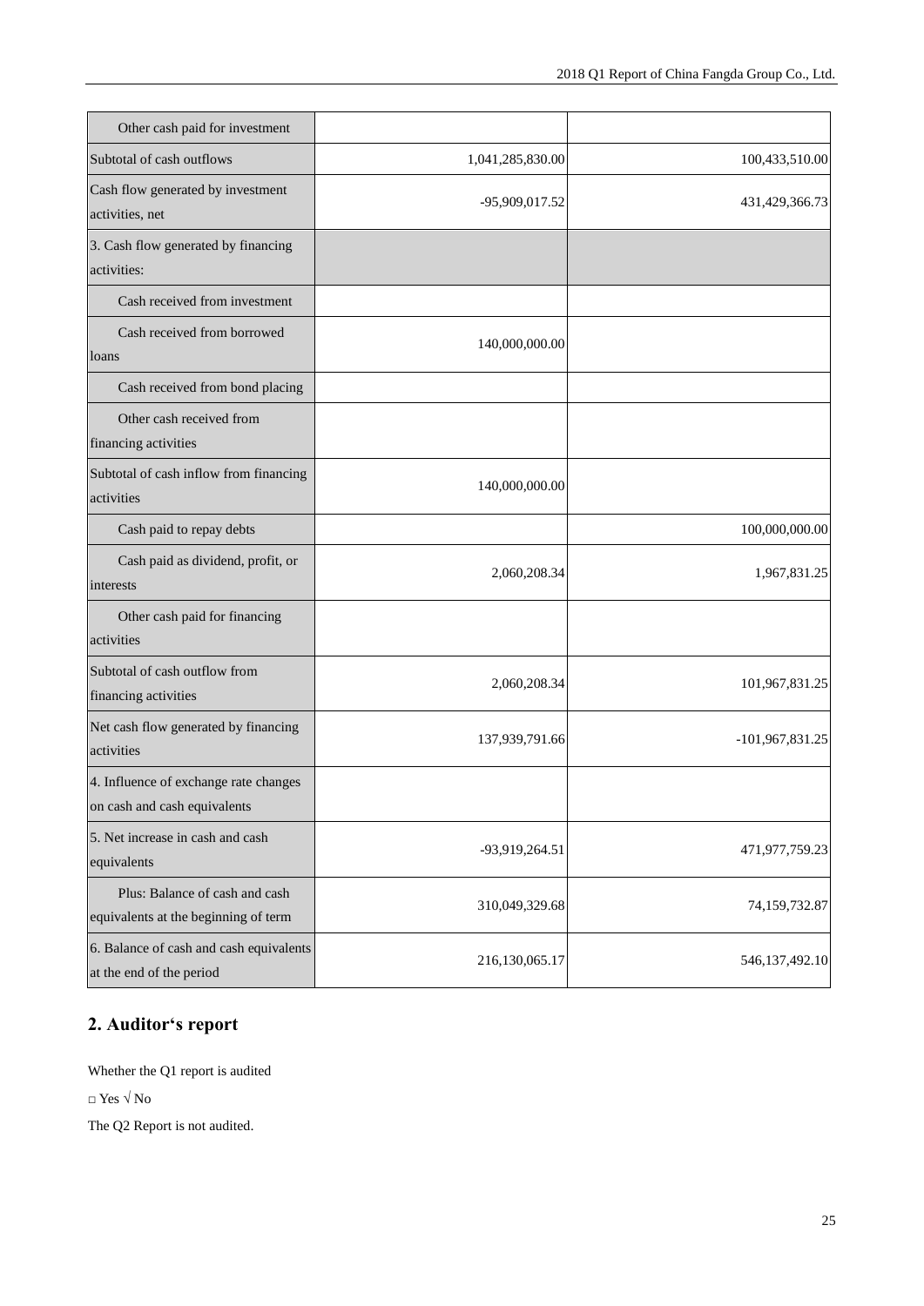| | | |
|---|---|---|
| Other cash paid for investment | | |
| Subtotal of cash outflows | 1,041,285,830.00 | 100,433,510.00 |
| Cash flow generated by investment activities, net | -95,909,017.52 | 431,429,366.73 |
| 3. Cash flow generated by financing activities: | | |
| Cash received from investment | | |
| Cash received from borrowed loans | 140,000,000.00 | |
| Cash received from bond placing | | |
| Other cash received from financing activities | | |
| Subtotal of cash inflow from financing activities | 140,000,000.00 | |
| Cash paid to repay debts | | 100,000,000.00 |
| Cash paid as dividend, profit, or interests | 2,060,208.34 | 1,967,831.25 |
| Other cash paid for financing activities | | |
| Subtotal of cash outflow from financing activities | 2,060,208.34 | 101,967,831.25 |
| Net cash flow generated by financing activities | 137,939,791.66 | -101,967,831.25 |
| 4. Influence of exchange rate changes on cash and cash equivalents | | |
| 5. Net increase in cash and cash equivalents | -93,919,264.51 | 471,977,759.23 |
| Plus: Balance of cash and cash equivalents at the beginning of term | 310,049,329.68 | 74,159,732.87 |
| 6. Balance of cash and cash equivalents at the end of the period | 216,130,065.17 | 546,137,492.10 |

## 2. Auditor's report

Whether the Q1 report is audited

□ Yes √ No

The Q2 Report is not audited.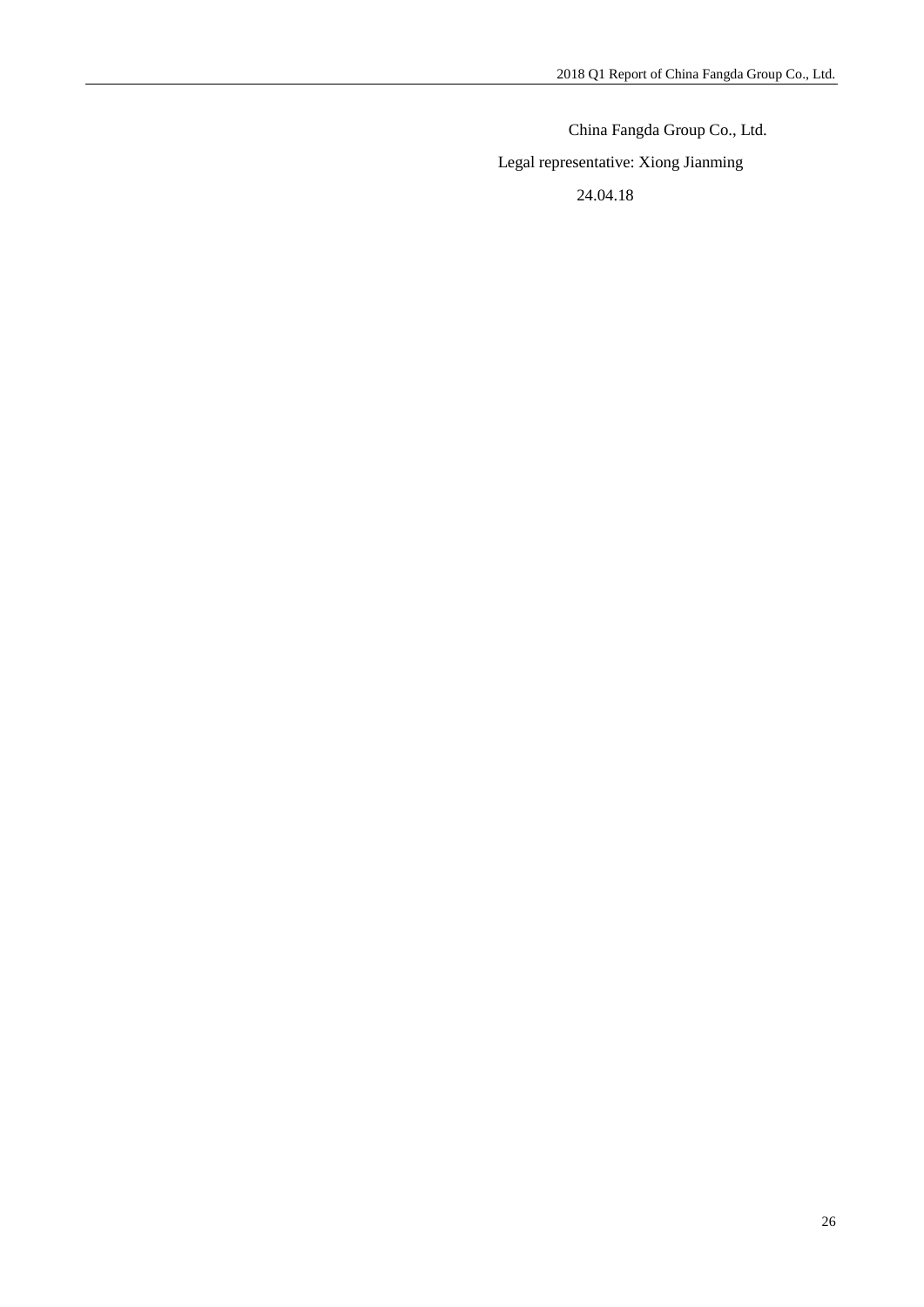China Fangda Group Co., Ltd.

Legal representative: Xiong Jianming

24.04.18